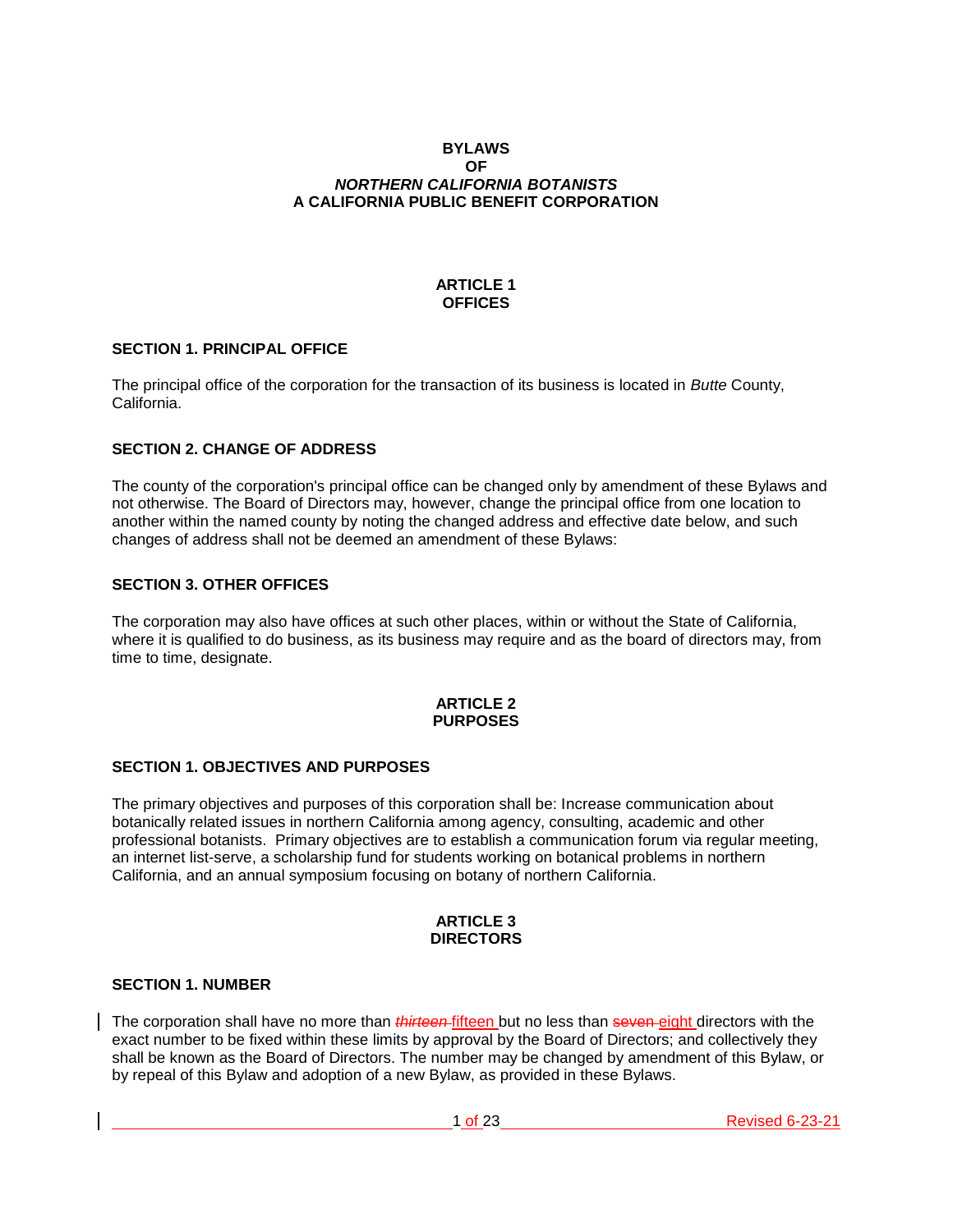**BYLAWS**
**OF**
***NORTHERN CALIFORNIA BOTANISTS***
**A CALIFORNIA PUBLIC BENEFIT CORPORATION**

## ARTICLE 1
## OFFICES

### SECTION 1. PRINCIPAL OFFICE

The principal office of the corporation for the transaction of its business is located in *Butte* County, California.

### SECTION 2. CHANGE OF ADDRESS

The county of the corporation's principal office can be changed only by amendment of these Bylaws and not otherwise. The Board of Directors may, however, change the principal office from one location to another within the named county by noting the changed address and effective date below, and such changes of address shall not be deemed an amendment of these Bylaws:

### SECTION 3. OTHER OFFICES

The corporation may also have offices at such other places, within or without the State of California, where it is qualified to do business, as its business may require and as the board of directors may, from time to time, designate.

## ARTICLE 2
## PURPOSES

### SECTION 1. OBJECTIVES AND PURPOSES

The primary objectives and purposes of this corporation shall be: Increase communication about botanically related issues in northern California among agency, consulting, academic and other professional botanists. Primary objectives are to establish a communication forum via regular meeting, an internet list-serve, a scholarship fund for students working on botanical problems in northern California, and an annual symposium focusing on botany of northern California.

## ARTICLE 3
## DIRECTORS

### SECTION 1. NUMBER

The corporation shall have no more than ~~*thirteen*~~ fifteen but no less than ~~seven~~ eight directors with the exact number to be fixed within these limits by approval by the Board of Directors; and collectively they shall be known as the Board of Directors. The number may be changed by amendment of this Bylaw, or by repeal of this Bylaw and adoption of a new Bylaw, as provided in these Bylaws.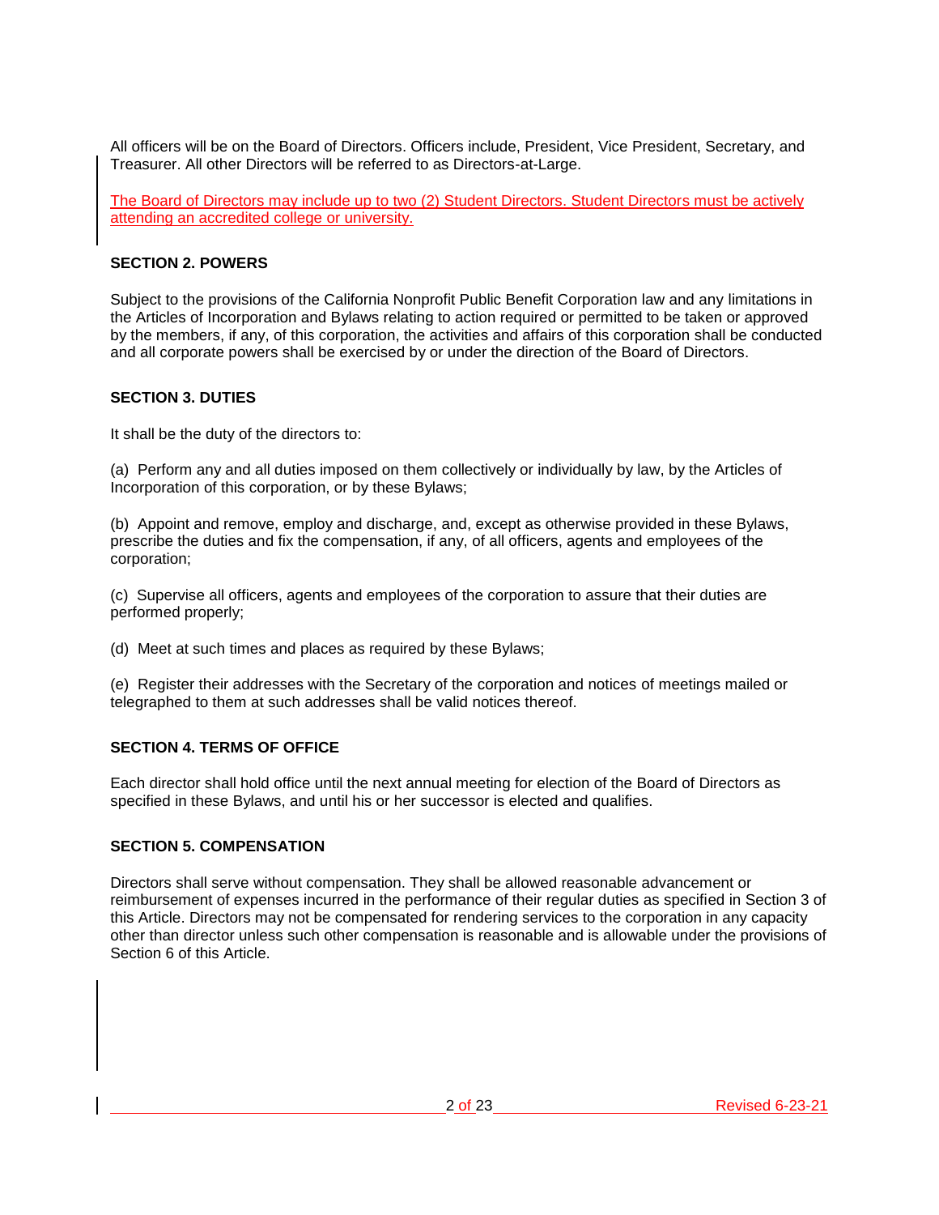All officers will be on the Board of Directors. Officers include, President, Vice President, Secretary, and Treasurer. All other Directors will be referred to as Directors-at-Large.

The Board of Directors may include up to two (2) Student Directors. Student Directors must be actively attending an accredited college or university.

**SECTION 2. POWERS**

Subject to the provisions of the California Nonprofit Public Benefit Corporation law and any limitations in the Articles of Incorporation and Bylaws relating to action required or permitted to be taken or approved by the members, if any, of this corporation, the activities and affairs of this corporation shall be conducted and all corporate powers shall be exercised by or under the direction of the Board of Directors.

**SECTION 3. DUTIES**

It shall be the duty of the directors to:

(a) Perform any and all duties imposed on them collectively or individually by law, by the Articles of Incorporation of this corporation, or by these Bylaws;

(b) Appoint and remove, employ and discharge, and, except as otherwise provided in these Bylaws, prescribe the duties and fix the compensation, if any, of all officers, agents and employees of the corporation;

(c) Supervise all officers, agents and employees of the corporation to assure that their duties are performed properly;

(d) Meet at such times and places as required by these Bylaws;

(e) Register their addresses with the Secretary of the corporation and notices of meetings mailed or telegraphed to them at such addresses shall be valid notices thereof.

**SECTION 4. TERMS OF OFFICE**

Each director shall hold office until the next annual meeting for election of the Board of Directors as specified in these Bylaws, and until his or her successor is elected and qualifies.

**SECTION 5. COMPENSATION**

Directors shall serve without compensation. They shall be allowed reasonable advancement or reimbursement of expenses incurred in the performance of their regular duties as specified in Section 3 of this Article. Directors may not be compensated for rendering services to the corporation in any capacity other than director unless such other compensation is reasonable and is allowable under the provisions of Section 6 of this Article.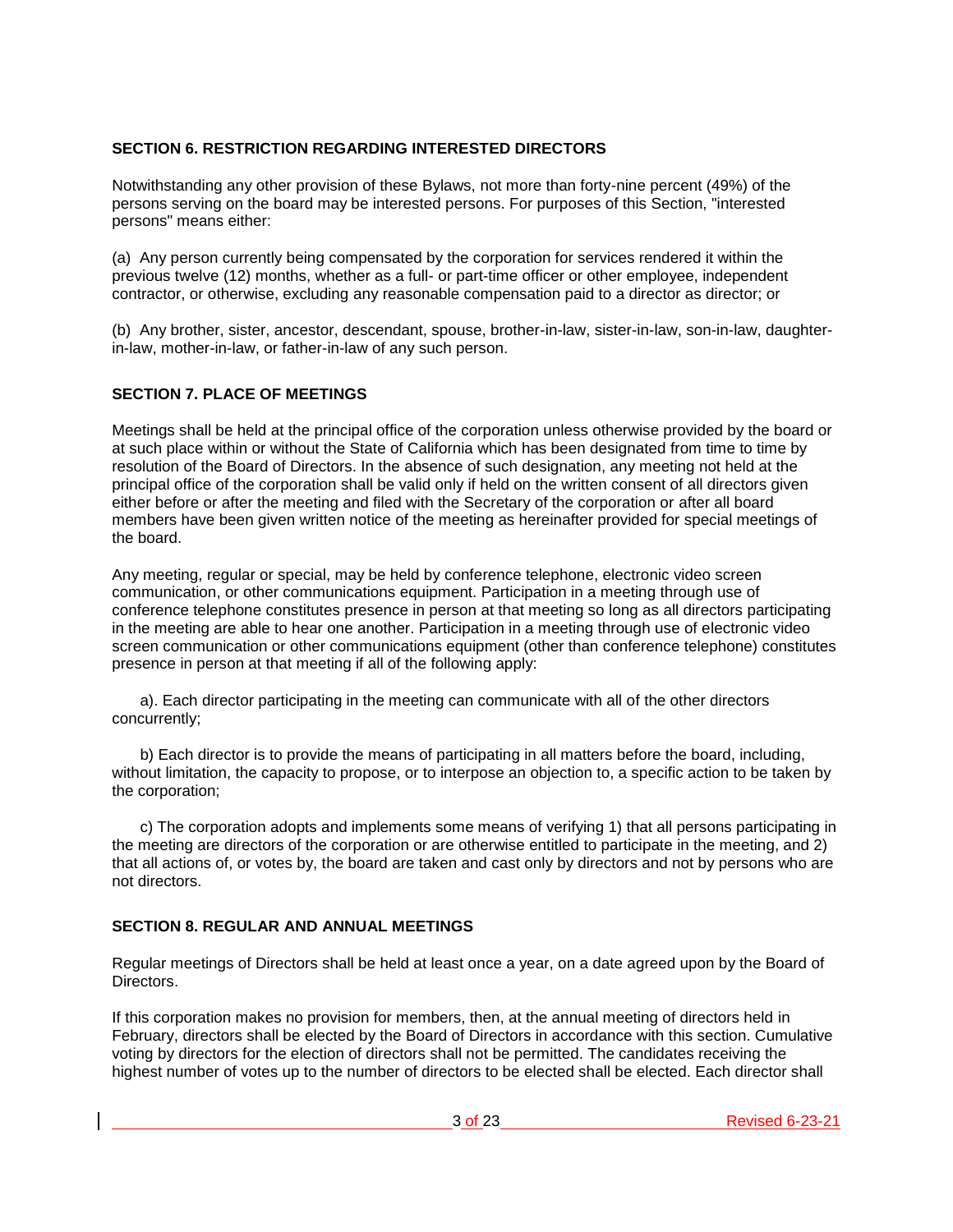### SECTION 6. RESTRICTION REGARDING INTERESTED DIRECTORS

Notwithstanding any other provision of these Bylaws, not more than forty-nine percent (49%) of the persons serving on the board may be interested persons. For purposes of this Section, "interested persons" means either:

(a) Any person currently being compensated by the corporation for services rendered it within the previous twelve (12) months, whether as a full- or part-time officer or other employee, independent contractor, or otherwise, excluding any reasonable compensation paid to a director as director; or

(b) Any brother, sister, ancestor, descendant, spouse, brother-in-law, sister-in-law, son-in-law, daughter-in-law, mother-in-law, or father-in-law of any such person.

### SECTION 7. PLACE OF MEETINGS

Meetings shall be held at the principal office of the corporation unless otherwise provided by the board or at such place within or without the State of California which has been designated from time to time by resolution of the Board of Directors. In the absence of such designation, any meeting not held at the principal office of the corporation shall be valid only if held on the written consent of all directors given either before or after the meeting and filed with the Secretary of the corporation or after all board members have been given written notice of the meeting as hereinafter provided for special meetings of the board.

Any meeting, regular or special, may be held by conference telephone, electronic video screen communication, or other communications equipment. Participation in a meeting through use of conference telephone constitutes presence in person at that meeting so long as all directors participating in the meeting are able to hear one another. Participation in a meeting through use of electronic video screen communication or other communications equipment (other than conference telephone) constitutes presence in person at that meeting if all of the following apply:

a). Each director participating in the meeting can communicate with all of the other directors concurrently;

b) Each director is to provide the means of participating in all matters before the board, including, without limitation, the capacity to propose, or to interpose an objection to, a specific action to be taken by the corporation;

c) The corporation adopts and implements some means of verifying 1) that all persons participating in the meeting are directors of the corporation or are otherwise entitled to participate in the meeting, and 2) that all actions of, or votes by, the board are taken and cast only by directors and not by persons who are not directors.

### SECTION 8. REGULAR AND ANNUAL MEETINGS

Regular meetings of Directors shall be held at least once a year, on a date agreed upon by the Board of Directors.

If this corporation makes no provision for members, then, at the annual meeting of directors held in February, directors shall be elected by the Board of Directors in accordance with this section. Cumulative voting by directors for the election of directors shall not be permitted. The candidates receiving the highest number of votes up to the number of directors to be elected shall be elected. Each director shall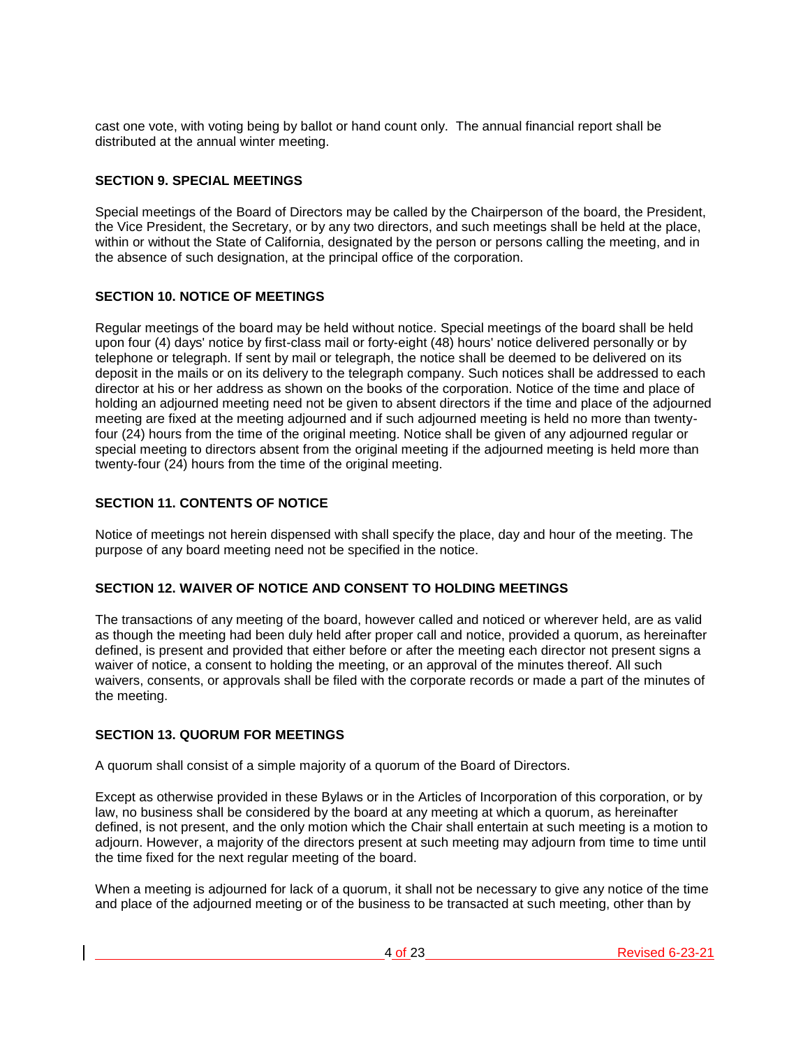cast one vote, with voting being by ballot or hand count only. The annual financial report shall be distributed at the annual winter meeting.

### SECTION 9. SPECIAL MEETINGS

Special meetings of the Board of Directors may be called by the Chairperson of the board, the President, the Vice President, the Secretary, or by any two directors, and such meetings shall be held at the place, within or without the State of California, designated by the person or persons calling the meeting, and in the absence of such designation, at the principal office of the corporation.

### SECTION 10. NOTICE OF MEETINGS

Regular meetings of the board may be held without notice. Special meetings of the board shall be held upon four (4) days' notice by first-class mail or forty-eight (48) hours' notice delivered personally or by telephone or telegraph. If sent by mail or telegraph, the notice shall be deemed to be delivered on its deposit in the mails or on its delivery to the telegraph company. Such notices shall be addressed to each director at his or her address as shown on the books of the corporation. Notice of the time and place of holding an adjourned meeting need not be given to absent directors if the time and place of the adjourned meeting are fixed at the meeting adjourned and if such adjourned meeting is held no more than twenty-four (24) hours from the time of the original meeting. Notice shall be given of any adjourned regular or special meeting to directors absent from the original meeting if the adjourned meeting is held more than twenty-four (24) hours from the time of the original meeting.

### SECTION 11. CONTENTS OF NOTICE

Notice of meetings not herein dispensed with shall specify the place, day and hour of the meeting. The purpose of any board meeting need not be specified in the notice.

### SECTION 12. WAIVER OF NOTICE AND CONSENT TO HOLDING MEETINGS

The transactions of any meeting of the board, however called and noticed or wherever held, are as valid as though the meeting had been duly held after proper call and notice, provided a quorum, as hereinafter defined, is present and provided that either before or after the meeting each director not present signs a waiver of notice, a consent to holding the meeting, or an approval of the minutes thereof. All such waivers, consents, or approvals shall be filed with the corporate records or made a part of the minutes of the meeting.

### SECTION 13. QUORUM FOR MEETINGS

A quorum shall consist of a simple majority of a quorum of the Board of Directors.

Except as otherwise provided in these Bylaws or in the Articles of Incorporation of this corporation, or by law, no business shall be considered by the board at any meeting at which a quorum, as hereinafter defined, is not present, and the only motion which the Chair shall entertain at such meeting is a motion to adjourn. However, a majority of the directors present at such meeting may adjourn from time to time until the time fixed for the next regular meeting of the board.

When a meeting is adjourned for lack of a quorum, it shall not be necessary to give any notice of the time and place of the adjourned meeting or of the business to be transacted at such meeting, other than by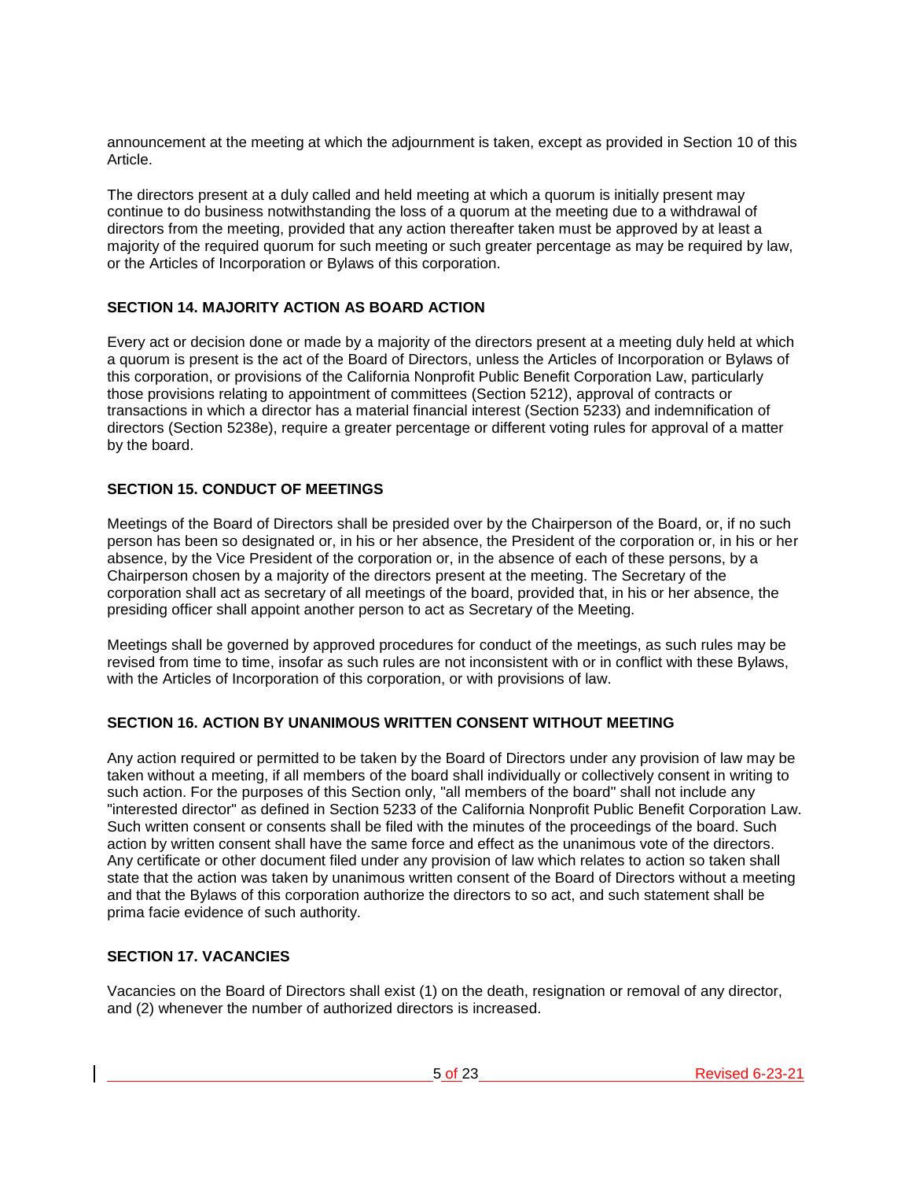announcement at the meeting at which the adjournment is taken, except as provided in Section 10 of this Article.

The directors present at a duly called and held meeting at which a quorum is initially present may continue to do business notwithstanding the loss of a quorum at the meeting due to a withdrawal of directors from the meeting, provided that any action thereafter taken must be approved by at least a majority of the required quorum for such meeting or such greater percentage as may be required by law, or the Articles of Incorporation or Bylaws of this corporation.

### SECTION 14. MAJORITY ACTION AS BOARD ACTION

Every act or decision done or made by a majority of the directors present at a meeting duly held at which a quorum is present is the act of the Board of Directors, unless the Articles of Incorporation or Bylaws of this corporation, or provisions of the California Nonprofit Public Benefit Corporation Law, particularly those provisions relating to appointment of committees (Section 5212), approval of contracts or transactions in which a director has a material financial interest (Section 5233) and indemnification of directors (Section 5238e), require a greater percentage or different voting rules for approval of a matter by the board.

### SECTION 15. CONDUCT OF MEETINGS

Meetings of the Board of Directors shall be presided over by the Chairperson of the Board, or, if no such person has been so designated or, in his or her absence, the President of the corporation or, in his or her absence, by the Vice President of the corporation or, in the absence of each of these persons, by a Chairperson chosen by a majority of the directors present at the meeting. The Secretary of the corporation shall act as secretary of all meetings of the board, provided that, in his or her absence, the presiding officer shall appoint another person to act as Secretary of the Meeting.

Meetings shall be governed by approved procedures for conduct of the meetings, as such rules may be revised from time to time, insofar as such rules are not inconsistent with or in conflict with these Bylaws, with the Articles of Incorporation of this corporation, or with provisions of law.

### SECTION 16. ACTION BY UNANIMOUS WRITTEN CONSENT WITHOUT MEETING

Any action required or permitted to be taken by the Board of Directors under any provision of law may be taken without a meeting, if all members of the board shall individually or collectively consent in writing to such action. For the purposes of this Section only, "all members of the board" shall not include any "interested director" as defined in Section 5233 of the California Nonprofit Public Benefit Corporation Law. Such written consent or consents shall be filed with the minutes of the proceedings of the board. Such action by written consent shall have the same force and effect as the unanimous vote of the directors. Any certificate or other document filed under any provision of law which relates to action so taken shall state that the action was taken by unanimous written consent of the Board of Directors without a meeting and that the Bylaws of this corporation authorize the directors to so act, and such statement shall be prima facie evidence of such authority.

### SECTION 17. VACANCIES

Vacancies on the Board of Directors shall exist (1) on the death, resignation or removal of any director, and (2) whenever the number of authorized directors is increased.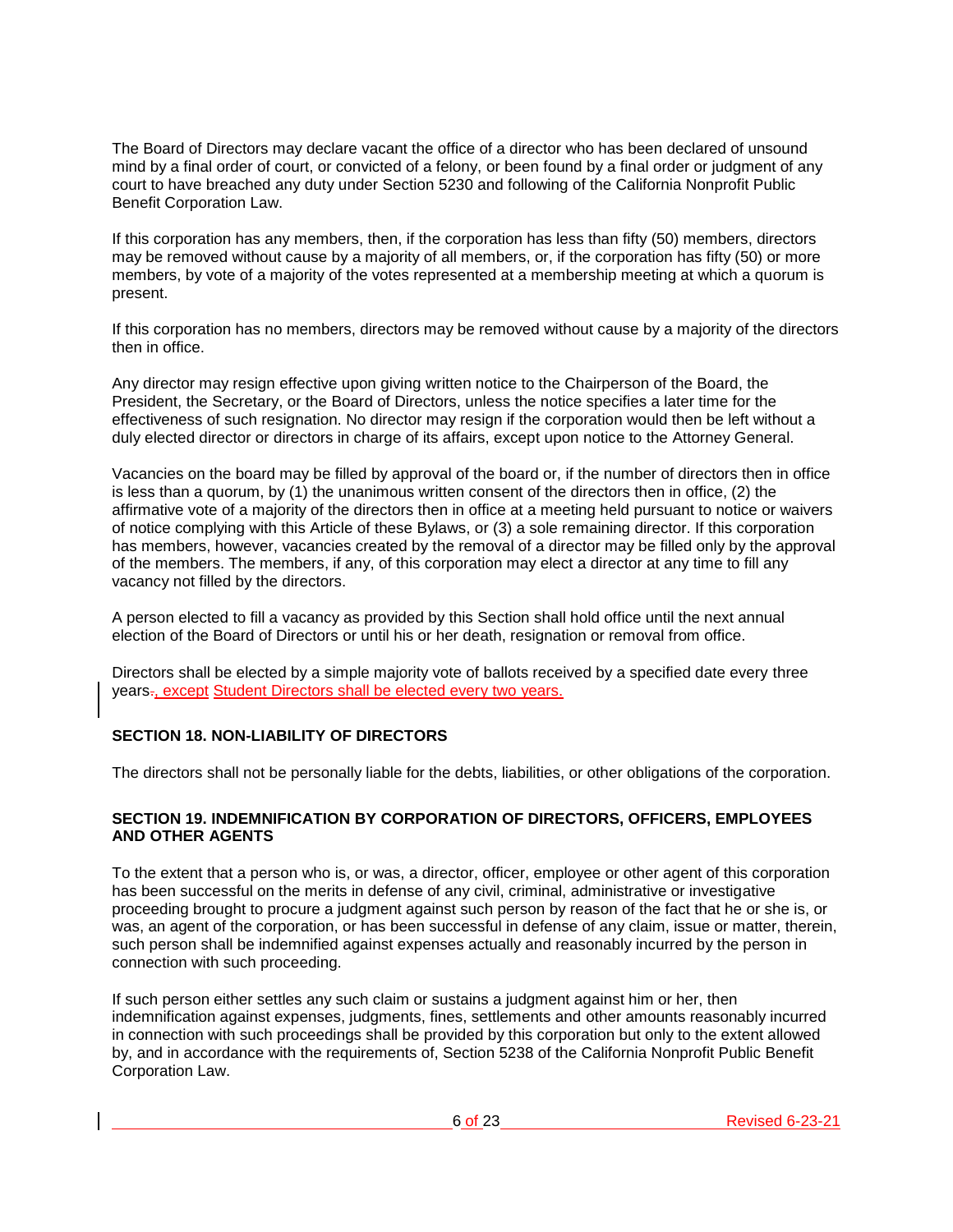The Board of Directors may declare vacant the office of a director who has been declared of unsound mind by a final order of court, or convicted of a felony, or been found by a final order or judgment of any court to have breached any duty under Section 5230 and following of the California Nonprofit Public Benefit Corporation Law.

If this corporation has any members, then, if the corporation has less than fifty (50) members, directors may be removed without cause by a majority of all members, or, if the corporation has fifty (50) or more members, by vote of a majority of the votes represented at a membership meeting at which a quorum is present.

If this corporation has no members, directors may be removed without cause by a majority of the directors then in office.

Any director may resign effective upon giving written notice to the Chairperson of the Board, the President, the Secretary, or the Board of Directors, unless the notice specifies a later time for the effectiveness of such resignation. No director may resign if the corporation would then be left without a duly elected director or directors in charge of its affairs, except upon notice to the Attorney General.

Vacancies on the board may be filled by approval of the board or, if the number of directors then in office is less than a quorum, by (1) the unanimous written consent of the directors then in office, (2) the affirmative vote of a majority of the directors then in office at a meeting held pursuant to notice or waivers of notice complying with this Article of these Bylaws, or (3) a sole remaining director. If this corporation has members, however, vacancies created by the removal of a director may be filled only by the approval of the members. The members, if any, of this corporation may elect a director at any time to fill any vacancy not filled by the directors.

A person elected to fill a vacancy as provided by this Section shall hold office until the next annual election of the Board of Directors or until his or her death, resignation or removal from office.

Directors shall be elected by a simple majority vote of ballots received by a specified date every three years~~.~~, except Student Directors shall be elected every two years.

**SECTION 18. NON-LIABILITY OF DIRECTORS**

The directors shall not be personally liable for the debts, liabilities, or other obligations of the corporation.

**SECTION 19. INDEMNIFICATION BY CORPORATION OF DIRECTORS, OFFICERS, EMPLOYEES AND OTHER AGENTS**

To the extent that a person who is, or was, a director, officer, employee or other agent of this corporation has been successful on the merits in defense of any civil, criminal, administrative or investigative proceeding brought to procure a judgment against such person by reason of the fact that he or she is, or was, an agent of the corporation, or has been successful in defense of any claim, issue or matter, therein, such person shall be indemnified against expenses actually and reasonably incurred by the person in connection with such proceeding.

If such person either settles any such claim or sustains a judgment against him or her, then indemnification against expenses, judgments, fines, settlements and other amounts reasonably incurred in connection with such proceedings shall be provided by this corporation but only to the extent allowed by, and in accordance with the requirements of, Section 5238 of the California Nonprofit Public Benefit Corporation Law.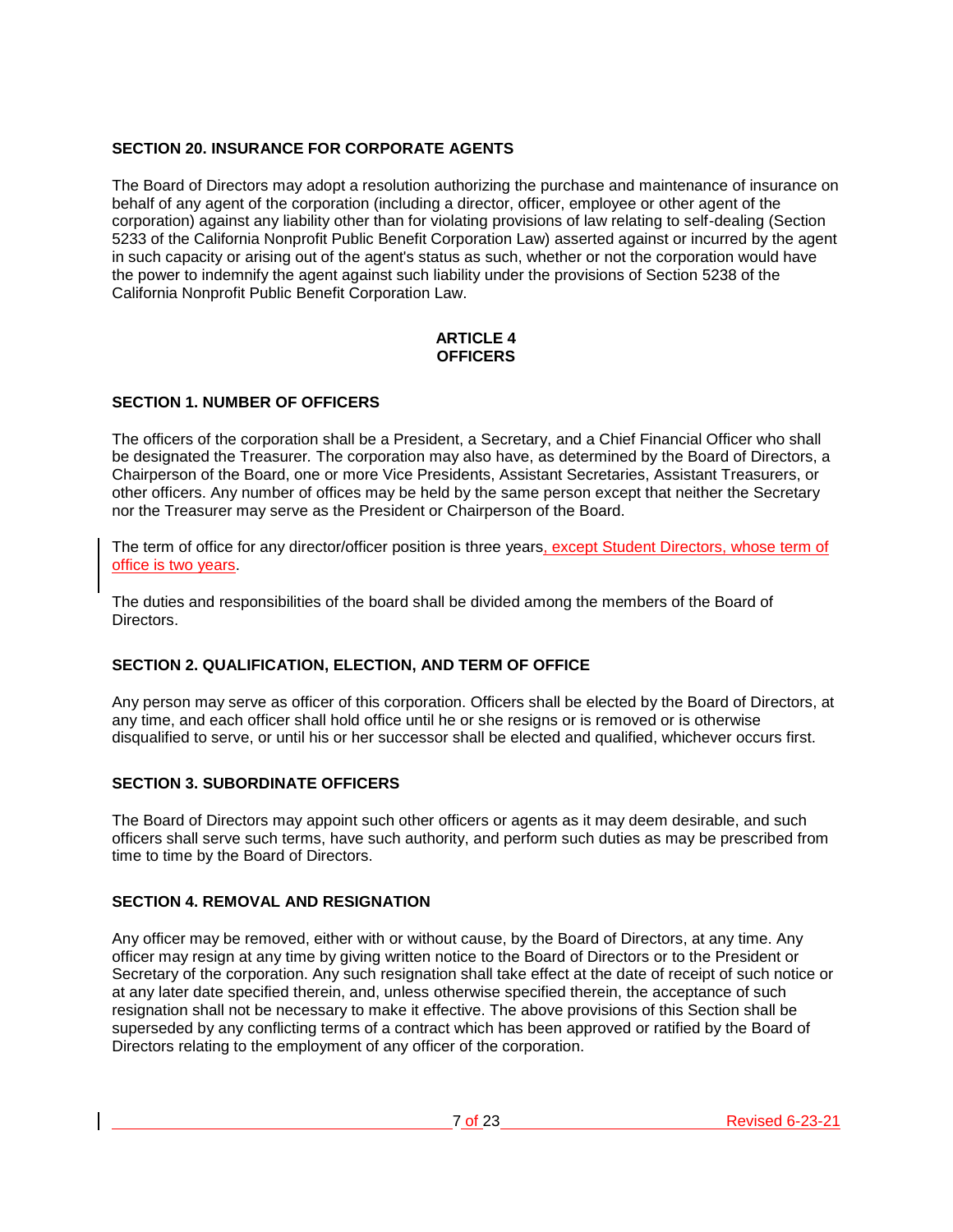### SECTION 20. INSURANCE FOR CORPORATE AGENTS

The Board of Directors may adopt a resolution authorizing the purchase and maintenance of insurance on behalf of any agent of the corporation (including a director, officer, employee or other agent of the corporation) against any liability other than for violating provisions of law relating to self-dealing (Section 5233 of the California Nonprofit Public Benefit Corporation Law) asserted against or incurred by the agent in such capacity or arising out of the agent's status as such, whether or not the corporation would have the power to indemnify the agent against such liability under the provisions of Section 5238 of the California Nonprofit Public Benefit Corporation Law.

## ARTICLE 4
## OFFICERS

### SECTION 1. NUMBER OF OFFICERS

The officers of the corporation shall be a President, a Secretary, and a Chief Financial Officer who shall be designated the Treasurer. The corporation may also have, as determined by the Board of Directors, a Chairperson of the Board, one or more Vice Presidents, Assistant Secretaries, Assistant Treasurers, or other officers. Any number of offices may be held by the same person except that neither the Secretary nor the Treasurer may serve as the President or Chairperson of the Board.

The term of office for any director/officer position is three years, except Student Directors, whose term of office is two years.

The duties and responsibilities of the board shall be divided among the members of the Board of Directors.

### SECTION 2. QUALIFICATION, ELECTION, AND TERM OF OFFICE

Any person may serve as officer of this corporation. Officers shall be elected by the Board of Directors, at any time, and each officer shall hold office until he or she resigns or is removed or is otherwise disqualified to serve, or until his or her successor shall be elected and qualified, whichever occurs first.

### SECTION 3. SUBORDINATE OFFICERS

The Board of Directors may appoint such other officers or agents as it may deem desirable, and such officers shall serve such terms, have such authority, and perform such duties as may be prescribed from time to time by the Board of Directors.

### SECTION 4. REMOVAL AND RESIGNATION

Any officer may be removed, either with or without cause, by the Board of Directors, at any time. Any officer may resign at any time by giving written notice to the Board of Directors or to the President or Secretary of the corporation. Any such resignation shall take effect at the date of receipt of such notice or at any later date specified therein, and, unless otherwise specified therein, the acceptance of such resignation shall not be necessary to make it effective. The above provisions of this Section shall be superseded by any conflicting terms of a contract which has been approved or ratified by the Board of Directors relating to the employment of any officer of the corporation.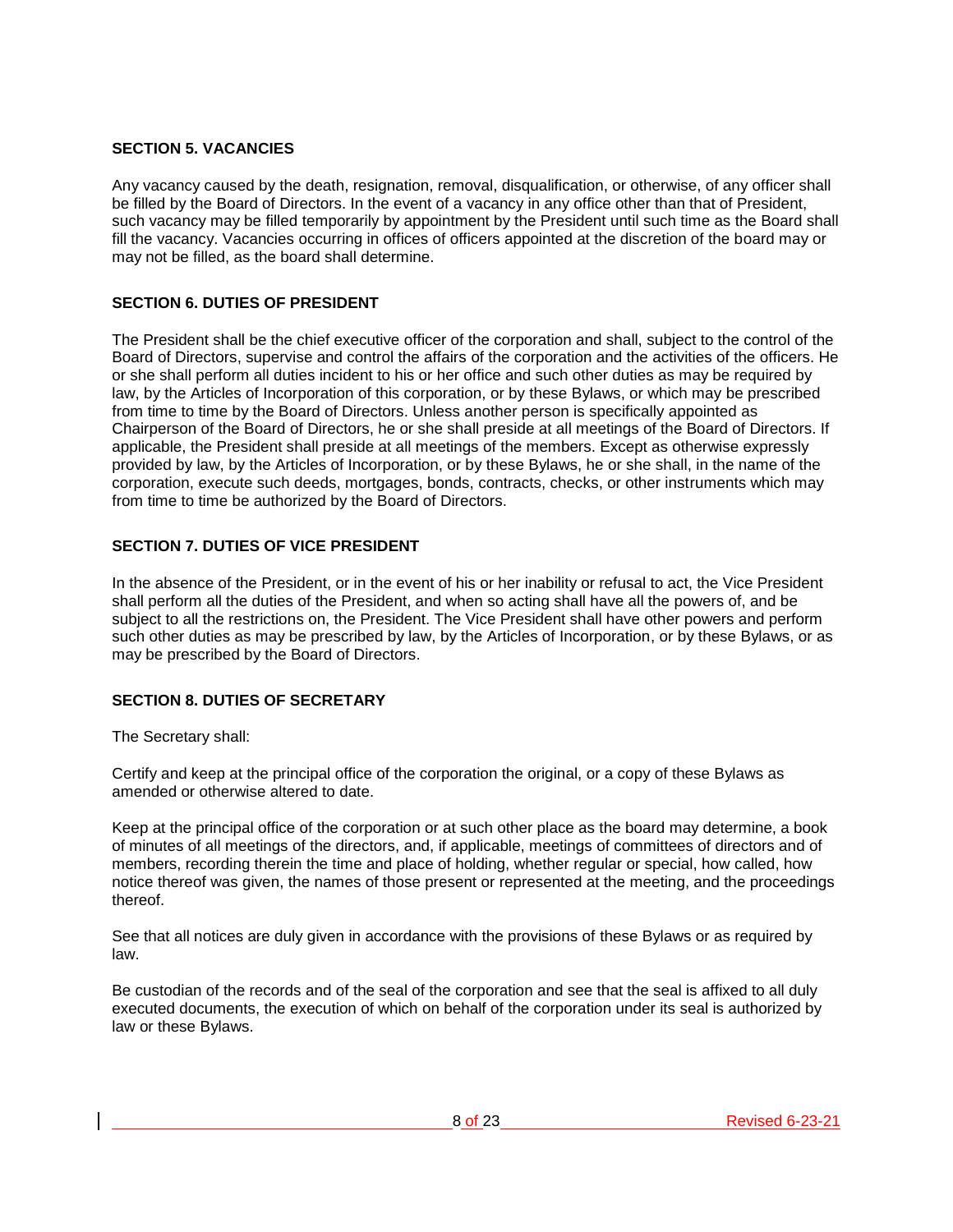### SECTION 5. VACANCIES

Any vacancy caused by the death, resignation, removal, disqualification, or otherwise, of any officer shall be filled by the Board of Directors. In the event of a vacancy in any office other than that of President, such vacancy may be filled temporarily by appointment by the President until such time as the Board shall fill the vacancy. Vacancies occurring in offices of officers appointed at the discretion of the board may or may not be filled, as the board shall determine.

### SECTION 6. DUTIES OF PRESIDENT

The President shall be the chief executive officer of the corporation and shall, subject to the control of the Board of Directors, supervise and control the affairs of the corporation and the activities of the officers. He or she shall perform all duties incident to his or her office and such other duties as may be required by law, by the Articles of Incorporation of this corporation, or by these Bylaws, or which may be prescribed from time to time by the Board of Directors. Unless another person is specifically appointed as Chairperson of the Board of Directors, he or she shall preside at all meetings of the Board of Directors. If applicable, the President shall preside at all meetings of the members. Except as otherwise expressly provided by law, by the Articles of Incorporation, or by these Bylaws, he or she shall, in the name of the corporation, execute such deeds, mortgages, bonds, contracts, checks, or other instruments which may from time to time be authorized by the Board of Directors.

### SECTION 7. DUTIES OF VICE PRESIDENT

In the absence of the President, or in the event of his or her inability or refusal to act, the Vice President shall perform all the duties of the President, and when so acting shall have all the powers of, and be subject to all the restrictions on, the President. The Vice President shall have other powers and perform such other duties as may be prescribed by law, by the Articles of Incorporation, or by these Bylaws, or as may be prescribed by the Board of Directors.

### SECTION 8. DUTIES OF SECRETARY

The Secretary shall:

Certify and keep at the principal office of the corporation the original, or a copy of these Bylaws as amended or otherwise altered to date.

Keep at the principal office of the corporation or at such other place as the board may determine, a book of minutes of all meetings of the directors, and, if applicable, meetings of committees of directors and of members, recording therein the time and place of holding, whether regular or special, how called, how notice thereof was given, the names of those present or represented at the meeting, and the proceedings thereof.

See that all notices are duly given in accordance with the provisions of these Bylaws or as required by law.

Be custodian of the records and of the seal of the corporation and see that the seal is affixed to all duly executed documents, the execution of which on behalf of the corporation under its seal is authorized by law or these Bylaws.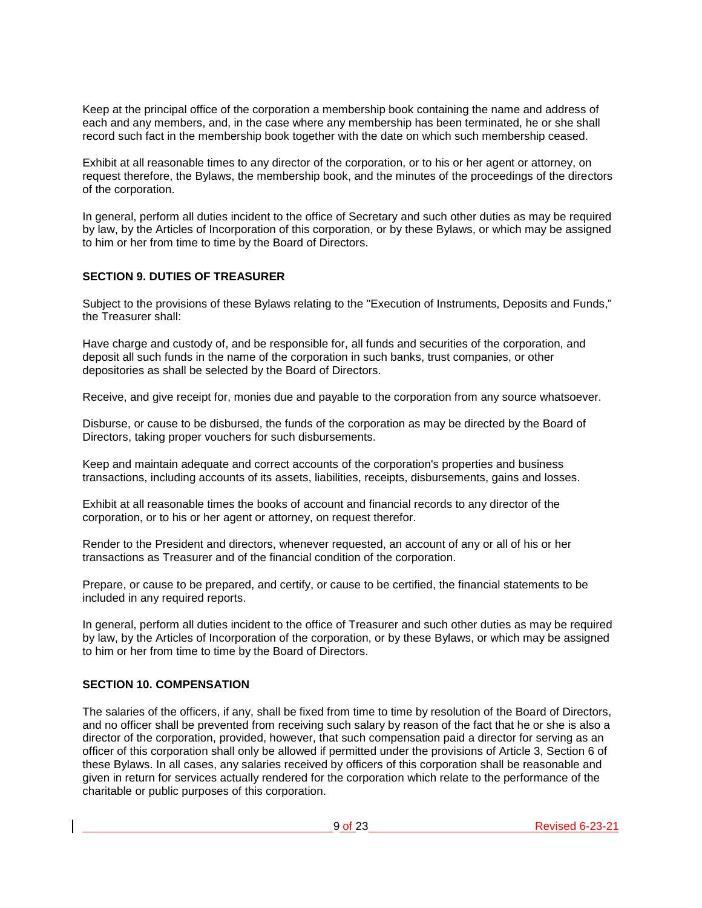Keep at the principal office of the corporation a membership book containing the name and address of each and any members, and, in the case where any membership has been terminated, he or she shall record such fact in the membership book together with the date on which such membership ceased.

Exhibit at all reasonable times to any director of the corporation, or to his or her agent or attorney, on request therefore, the Bylaws, the membership book, and the minutes of the proceedings of the directors of the corporation.

In general, perform all duties incident to the office of Secretary and such other duties as may be required by law, by the Articles of Incorporation of this corporation, or by these Bylaws, or which may be assigned to him or her from time to time by the Board of Directors.

**SECTION 9. DUTIES OF TREASURER**

Subject to the provisions of these Bylaws relating to the "Execution of Instruments, Deposits and Funds," the Treasurer shall:

Have charge and custody of, and be responsible for, all funds and securities of the corporation, and deposit all such funds in the name of the corporation in such banks, trust companies, or other depositories as shall be selected by the Board of Directors.

Receive, and give receipt for, monies due and payable to the corporation from any source whatsoever.

Disburse, or cause to be disbursed, the funds of the corporation as may be directed by the Board of Directors, taking proper vouchers for such disbursements.

Keep and maintain adequate and correct accounts of the corporation's properties and business transactions, including accounts of its assets, liabilities, receipts, disbursements, gains and losses.

Exhibit at all reasonable times the books of account and financial records to any director of the corporation, or to his or her agent or attorney, on request therefor.

Render to the President and directors, whenever requested, an account of any or all of his or her transactions as Treasurer and of the financial condition of the corporation.

Prepare, or cause to be prepared, and certify, or cause to be certified, the financial statements to be included in any required reports.

In general, perform all duties incident to the office of Treasurer and such other duties as may be required by law, by the Articles of Incorporation of the corporation, or by these Bylaws, or which may be assigned to him or her from time to time by the Board of Directors.

**SECTION 10. COMPENSATION**

The salaries of the officers, if any, shall be fixed from time to time by resolution of the Board of Directors, and no officer shall be prevented from receiving such salary by reason of the fact that he or she is also a director of the corporation, provided, however, that such compensation paid a director for serving as an officer of this corporation shall only be allowed if permitted under the provisions of Article 3, Section 6 of these Bylaws. In all cases, any salaries received by officers of this corporation shall be reasonable and given in return for services actually rendered for the corporation which relate to the performance of the charitable or public purposes of this corporation.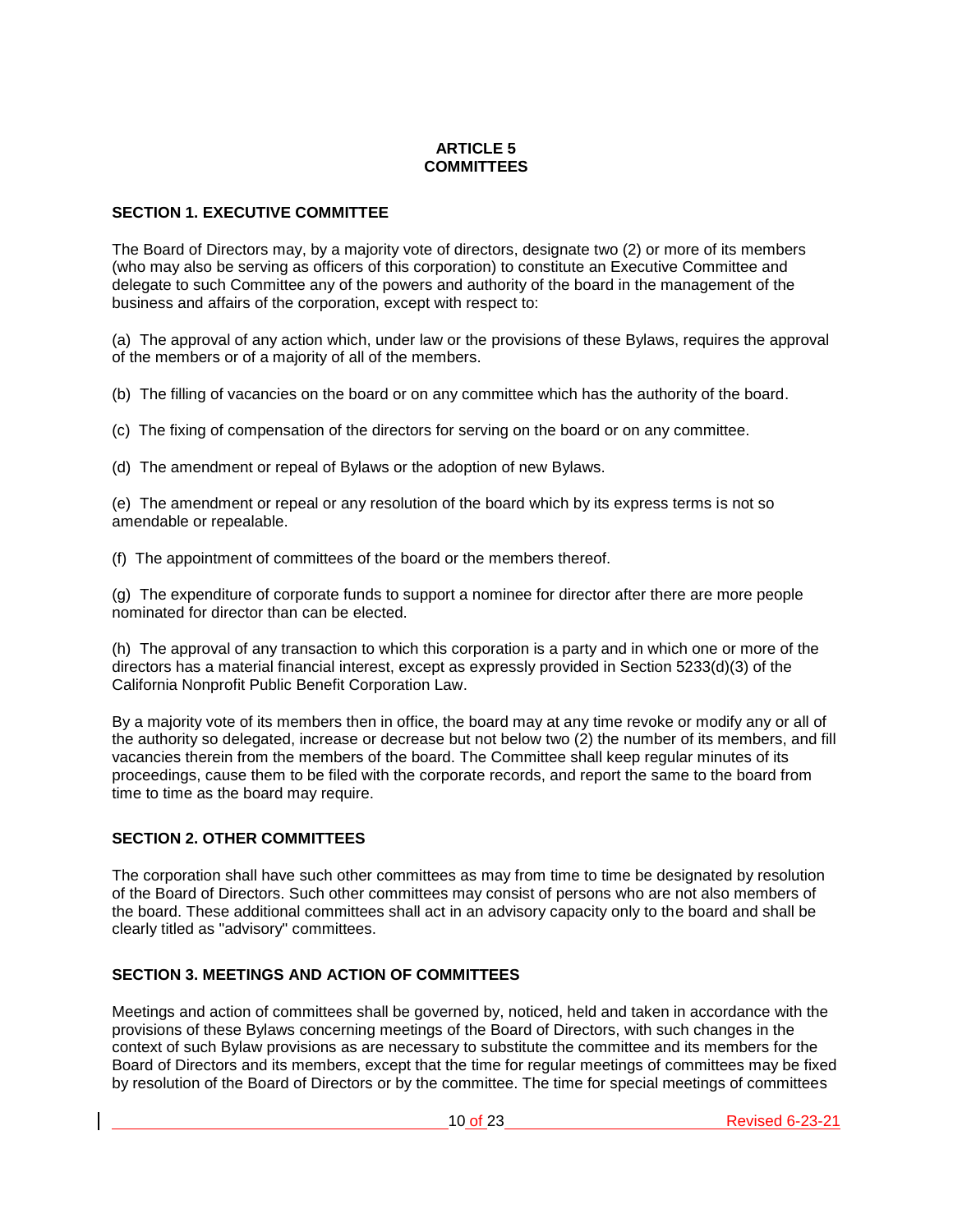# ARTICLE 5
# COMMITTEES

### SECTION 1. EXECUTIVE COMMITTEE

The Board of Directors may, by a majority vote of directors, designate two (2) or more of its members (who may also be serving as officers of this corporation) to constitute an Executive Committee and delegate to such Committee any of the powers and authority of the board in the management of the business and affairs of the corporation, except with respect to:

(a) The approval of any action which, under law or the provisions of these Bylaws, requires the approval of the members or of a majority of all of the members.

(b) The filling of vacancies on the board or on any committee which has the authority of the board.

(c) The fixing of compensation of the directors for serving on the board or on any committee.

(d) The amendment or repeal of Bylaws or the adoption of new Bylaws.

(e) The amendment or repeal or any resolution of the board which by its express terms is not so amendable or repealable.

(f) The appointment of committees of the board or the members thereof.

(g) The expenditure of corporate funds to support a nominee for director after there are more people nominated for director than can be elected.

(h) The approval of any transaction to which this corporation is a party and in which one or more of the directors has a material financial interest, except as expressly provided in Section 5233(d)(3) of the California Nonprofit Public Benefit Corporation Law.

By a majority vote of its members then in office, the board may at any time revoke or modify any or all of the authority so delegated, increase or decrease but not below two (2) the number of its members, and fill vacancies therein from the members of the board. The Committee shall keep regular minutes of its proceedings, cause them to be filed with the corporate records, and report the same to the board from time to time as the board may require.

### SECTION 2. OTHER COMMITTEES

The corporation shall have such other committees as may from time to time be designated by resolution of the Board of Directors. Such other committees may consist of persons who are not also members of the board. These additional committees shall act in an advisory capacity only to the board and shall be clearly titled as "advisory" committees.

### SECTION 3. MEETINGS AND ACTION OF COMMITTEES

Meetings and action of committees shall be governed by, noticed, held and taken in accordance with the provisions of these Bylaws concerning meetings of the Board of Directors, with such changes in the context of such Bylaw provisions as are necessary to substitute the committee and its members for the Board of Directors and its members, except that the time for regular meetings of committees may be fixed by resolution of the Board of Directors or by the committee. The time for special meetings of committees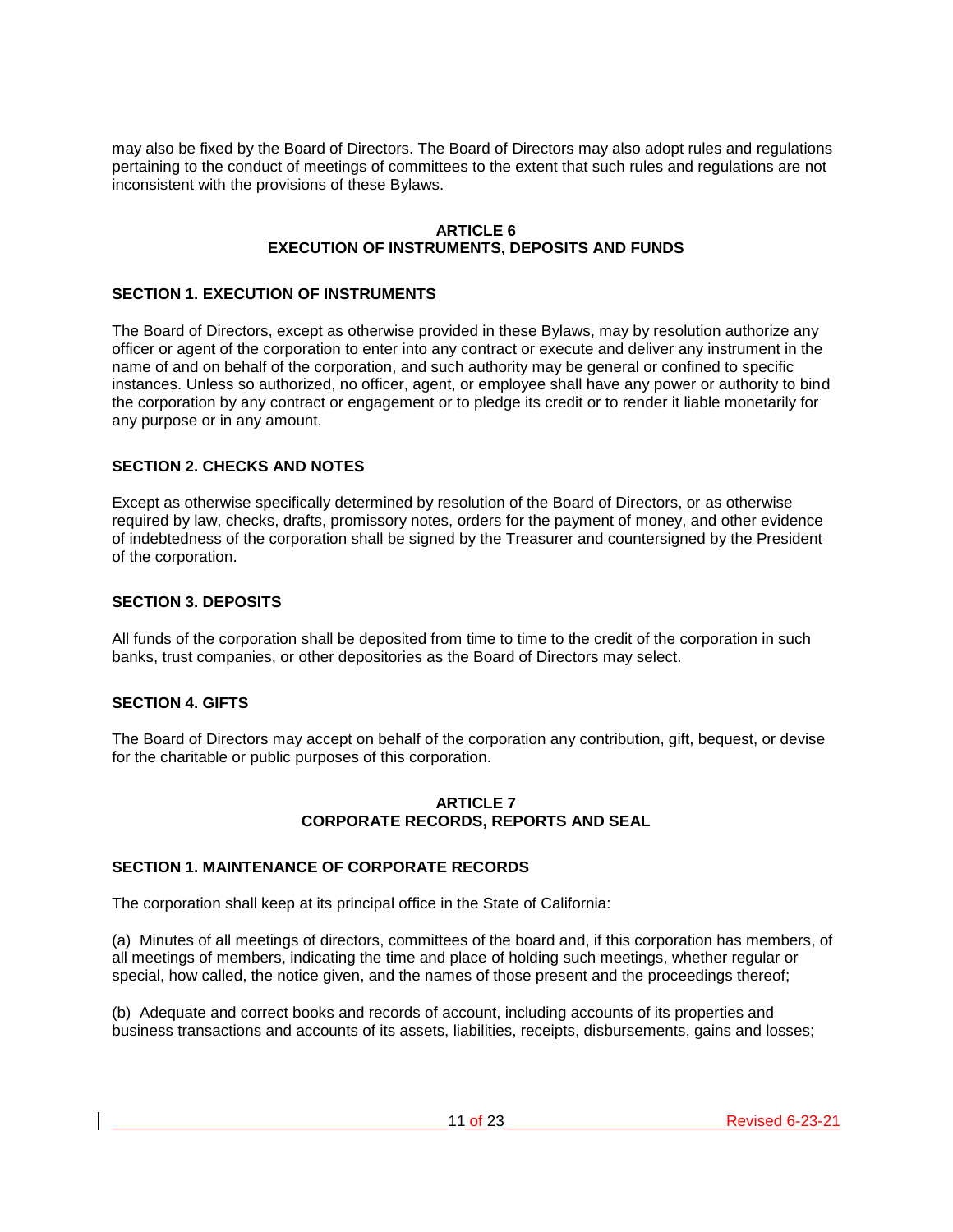may also be fixed by the Board of Directors. The Board of Directors may also adopt rules and regulations pertaining to the conduct of meetings of committees to the extent that such rules and regulations are not inconsistent with the provisions of these Bylaws.

## ARTICLE 6
## EXECUTION OF INSTRUMENTS, DEPOSITS AND FUNDS

### SECTION 1. EXECUTION OF INSTRUMENTS

The Board of Directors, except as otherwise provided in these Bylaws, may by resolution authorize any officer or agent of the corporation to enter into any contract or execute and deliver any instrument in the name of and on behalf of the corporation, and such authority may be general or confined to specific instances. Unless so authorized, no officer, agent, or employee shall have any power or authority to bind the corporation by any contract or engagement or to pledge its credit or to render it liable monetarily for any purpose or in any amount.

### SECTION 2. CHECKS AND NOTES

Except as otherwise specifically determined by resolution of the Board of Directors, or as otherwise required by law, checks, drafts, promissory notes, orders for the payment of money, and other evidence of indebtedness of the corporation shall be signed by the Treasurer and countersigned by the President of the corporation.

### SECTION 3. DEPOSITS

All funds of the corporation shall be deposited from time to time to the credit of the corporation in such banks, trust companies, or other depositories as the Board of Directors may select.

### SECTION 4. GIFTS

The Board of Directors may accept on behalf of the corporation any contribution, gift, bequest, or devise for the charitable or public purposes of this corporation.

## ARTICLE 7
## CORPORATE RECORDS, REPORTS AND SEAL

### SECTION 1. MAINTENANCE OF CORPORATE RECORDS

The corporation shall keep at its principal office in the State of California:

(a) Minutes of all meetings of directors, committees of the board and, if this corporation has members, of all meetings of members, indicating the time and place of holding such meetings, whether regular or special, how called, the notice given, and the names of those present and the proceedings thereof;

(b) Adequate and correct books and records of account, including accounts of its properties and business transactions and accounts of its assets, liabilities, receipts, disbursements, gains and losses;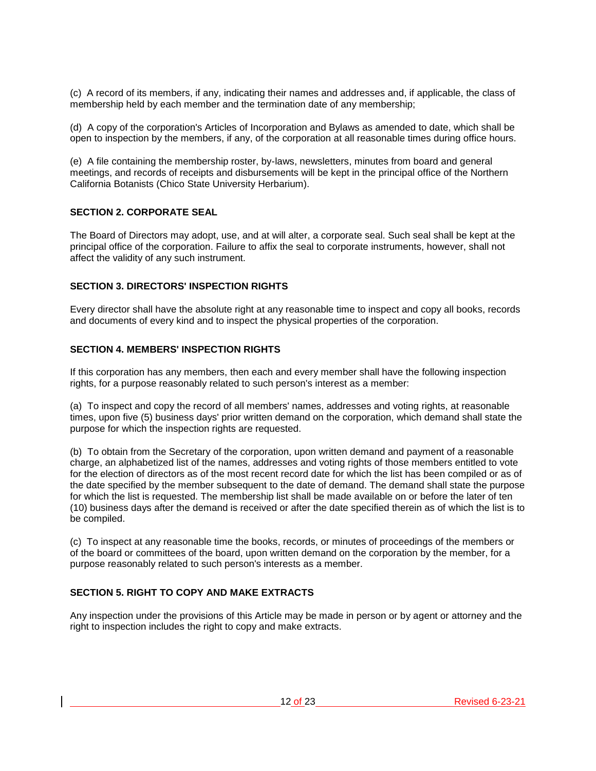(c) A record of its members, if any, indicating their names and addresses and, if applicable, the class of membership held by each member and the termination date of any membership;

(d) A copy of the corporation's Articles of Incorporation and Bylaws as amended to date, which shall be open to inspection by the members, if any, of the corporation at all reasonable times during office hours.

(e) A file containing the membership roster, by-laws, newsletters, minutes from board and general meetings, and records of receipts and disbursements will be kept in the principal office of the Northern California Botanists (Chico State University Herbarium).

**SECTION 2. CORPORATE SEAL**

The Board of Directors may adopt, use, and at will alter, a corporate seal. Such seal shall be kept at the principal office of the corporation. Failure to affix the seal to corporate instruments, however, shall not affect the validity of any such instrument.

**SECTION 3. DIRECTORS' INSPECTION RIGHTS**

Every director shall have the absolute right at any reasonable time to inspect and copy all books, records and documents of every kind and to inspect the physical properties of the corporation.

**SECTION 4. MEMBERS' INSPECTION RIGHTS**

If this corporation has any members, then each and every member shall have the following inspection rights, for a purpose reasonably related to such person's interest as a member:

(a) To inspect and copy the record of all members' names, addresses and voting rights, at reasonable times, upon five (5) business days' prior written demand on the corporation, which demand shall state the purpose for which the inspection rights are requested.

(b) To obtain from the Secretary of the corporation, upon written demand and payment of a reasonable charge, an alphabetized list of the names, addresses and voting rights of those members entitled to vote for the election of directors as of the most recent record date for which the list has been compiled or as of the date specified by the member subsequent to the date of demand. The demand shall state the purpose for which the list is requested. The membership list shall be made available on or before the later of ten (10) business days after the demand is received or after the date specified therein as of which the list is to be compiled.

(c) To inspect at any reasonable time the books, records, or minutes of proceedings of the members or of the board or committees of the board, upon written demand on the corporation by the member, for a purpose reasonably related to such person's interests as a member.

**SECTION 5. RIGHT TO COPY AND MAKE EXTRACTS**

Any inspection under the provisions of this Article may be made in person or by agent or attorney and the right to inspection includes the right to copy and make extracts.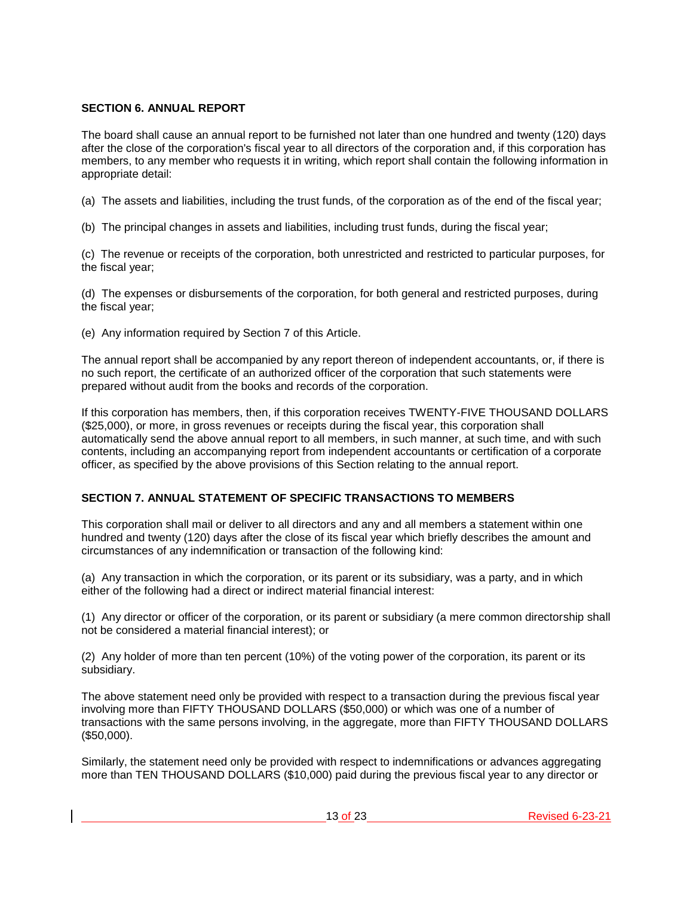### SECTION 6. ANNUAL REPORT

The board shall cause an annual report to be furnished not later than one hundred and twenty (120) days after the close of the corporation's fiscal year to all directors of the corporation and, if this corporation has members, to any member who requests it in writing, which report shall contain the following information in appropriate detail:

(a) The assets and liabilities, including the trust funds, of the corporation as of the end of the fiscal year;

(b) The principal changes in assets and liabilities, including trust funds, during the fiscal year;

(c) The revenue or receipts of the corporation, both unrestricted and restricted to particular purposes, for the fiscal year;

(d) The expenses or disbursements of the corporation, for both general and restricted purposes, during the fiscal year;

(e) Any information required by Section 7 of this Article.

The annual report shall be accompanied by any report thereon of independent accountants, or, if there is no such report, the certificate of an authorized officer of the corporation that such statements were prepared without audit from the books and records of the corporation.

If this corporation has members, then, if this corporation receives TWENTY-FIVE THOUSAND DOLLARS ($25,000), or more, in gross revenues or receipts during the fiscal year, this corporation shall automatically send the above annual report to all members, in such manner, at such time, and with such contents, including an accompanying report from independent accountants or certification of a corporate officer, as specified by the above provisions of this Section relating to the annual report.

### SECTION 7. ANNUAL STATEMENT OF SPECIFIC TRANSACTIONS TO MEMBERS

This corporation shall mail or deliver to all directors and any and all members a statement within one hundred and twenty (120) days after the close of its fiscal year which briefly describes the amount and circumstances of any indemnification or transaction of the following kind:

(a) Any transaction in which the corporation, or its parent or its subsidiary, was a party, and in which either of the following had a direct or indirect material financial interest:

(1) Any director or officer of the corporation, or its parent or subsidiary (a mere common directorship shall not be considered a material financial interest); or

(2) Any holder of more than ten percent (10%) of the voting power of the corporation, its parent or its subsidiary.

The above statement need only be provided with respect to a transaction during the previous fiscal year involving more than FIFTY THOUSAND DOLLARS ($50,000) or which was one of a number of transactions with the same persons involving, in the aggregate, more than FIFTY THOUSAND DOLLARS ($50,000).

Similarly, the statement need only be provided with respect to indemnifications or advances aggregating more than TEN THOUSAND DOLLARS ($10,000) paid during the previous fiscal year to any director or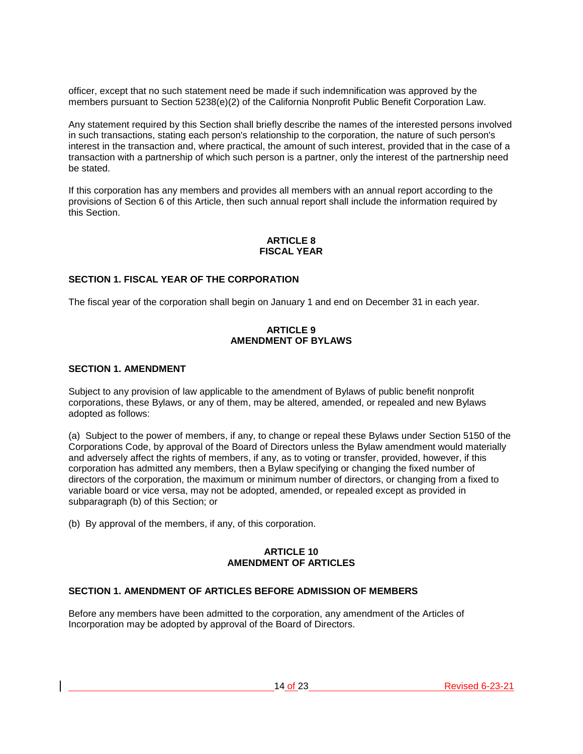officer, except that no such statement need be made if such indemnification was approved by the members pursuant to Section 5238(e)(2) of the California Nonprofit Public Benefit Corporation Law.

Any statement required by this Section shall briefly describe the names of the interested persons involved in such transactions, stating each person's relationship to the corporation, the nature of such person's interest in the transaction and, where practical, the amount of such interest, provided that in the case of a transaction with a partnership of which such person is a partner, only the interest of the partnership need be stated.

If this corporation has any members and provides all members with an annual report according to the provisions of Section 6 of this Article, then such annual report shall include the information required by this Section.

## ARTICLE 8
## FISCAL YEAR

### SECTION 1. FISCAL YEAR OF THE CORPORATION

The fiscal year of the corporation shall begin on January 1 and end on December 31 in each year.

## ARTICLE 9
## AMENDMENT OF BYLAWS

### SECTION 1. AMENDMENT

Subject to any provision of law applicable to the amendment of Bylaws of public benefit nonprofit corporations, these Bylaws, or any of them, may be altered, amended, or repealed and new Bylaws adopted as follows:

(a) Subject to the power of members, if any, to change or repeal these Bylaws under Section 5150 of the Corporations Code, by approval of the Board of Directors unless the Bylaw amendment would materially and adversely affect the rights of members, if any, as to voting or transfer, provided, however, if this corporation has admitted any members, then a Bylaw specifying or changing the fixed number of directors of the corporation, the maximum or minimum number of directors, or changing from a fixed to variable board or vice versa, may not be adopted, amended, or repealed except as provided in subparagraph (b) of this Section; or

(b) By approval of the members, if any, of this corporation.

## ARTICLE 10
## AMENDMENT OF ARTICLES

### SECTION 1. AMENDMENT OF ARTICLES BEFORE ADMISSION OF MEMBERS

Before any members have been admitted to the corporation, any amendment of the Articles of Incorporation may be adopted by approval of the Board of Directors.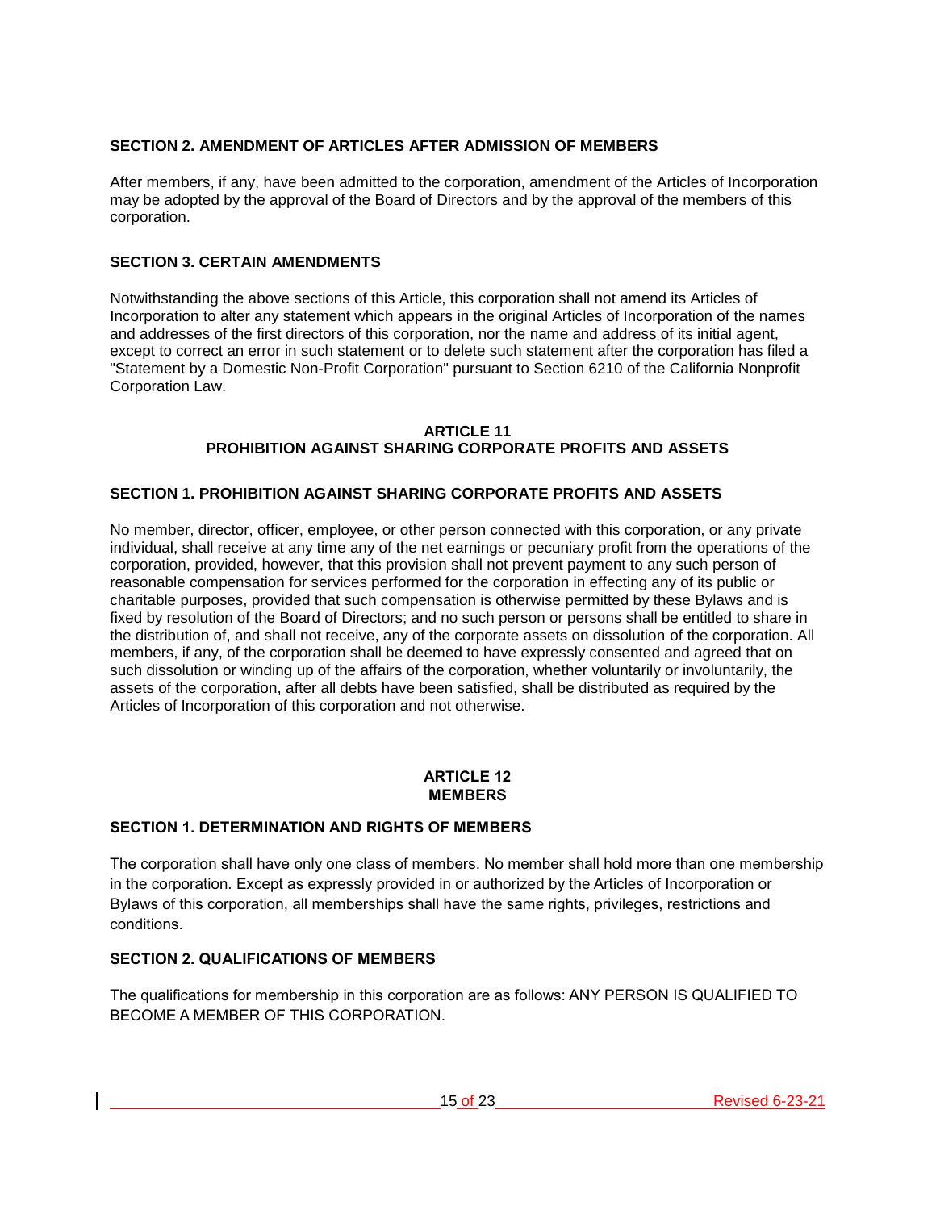### SECTION 2. AMENDMENT OF ARTICLES AFTER ADMISSION OF MEMBERS

After members, if any, have been admitted to the corporation, amendment of the Articles of Incorporation may be adopted by the approval of the Board of Directors and by the approval of the members of this corporation.

### SECTION 3. CERTAIN AMENDMENTS

Notwithstanding the above sections of this Article, this corporation shall not amend its Articles of Incorporation to alter any statement which appears in the original Articles of Incorporation of the names and addresses of the first directors of this corporation, nor the name and address of its initial agent, except to correct an error in such statement or to delete such statement after the corporation has filed a "Statement by a Domestic Non-Profit Corporation" pursuant to Section 6210 of the California Nonprofit Corporation Law.

## ARTICLE 11
## PROHIBITION AGAINST SHARING CORPORATE PROFITS AND ASSETS

### SECTION 1. PROHIBITION AGAINST SHARING CORPORATE PROFITS AND ASSETS

No member, director, officer, employee, or other person connected with this corporation, or any private individual, shall receive at any time any of the net earnings or pecuniary profit from the operations of the corporation, provided, however, that this provision shall not prevent payment to any such person of reasonable compensation for services performed for the corporation in effecting any of its public or charitable purposes, provided that such compensation is otherwise permitted by these Bylaws and is fixed by resolution of the Board of Directors; and no such person or persons shall be entitled to share in the distribution of, and shall not receive, any of the corporate assets on dissolution of the corporation. All members, if any, of the corporation shall be deemed to have expressly consented and agreed that on such dissolution or winding up of the affairs of the corporation, whether voluntarily or involuntarily, the assets of the corporation, after all debts have been satisfied, shall be distributed as required by the Articles of Incorporation of this corporation and not otherwise.

## ARTICLE 12
## MEMBERS

### SECTION 1. DETERMINATION AND RIGHTS OF MEMBERS

The corporation shall have only one class of members. No member shall hold more than one membership in the corporation. Except as expressly provided in or authorized by the Articles of Incorporation or Bylaws of this corporation, all memberships shall have the same rights, privileges, restrictions and conditions.

### SECTION 2. QUALIFICATIONS OF MEMBERS

The qualifications for membership in this corporation are as follows: ANY PERSON IS QUALIFIED TO BECOME A MEMBER OF THIS CORPORATION.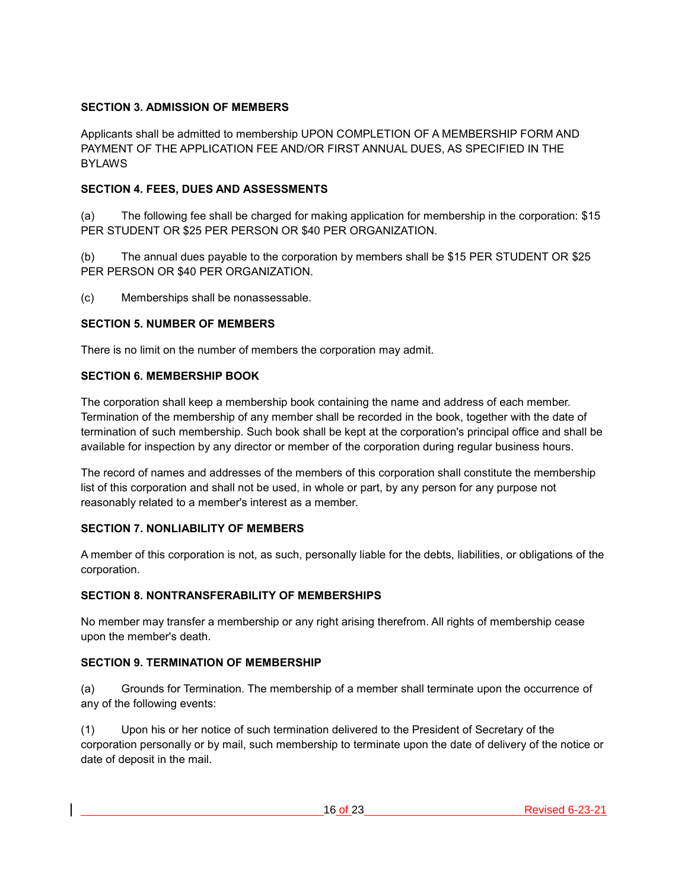**SECTION 3. ADMISSION OF MEMBERS**

Applicants shall be admitted to membership UPON COMPLETION OF A MEMBERSHIP FORM AND PAYMENT OF THE APPLICATION FEE AND/OR FIRST ANNUAL DUES, AS SPECIFIED IN THE BYLAWS

**SECTION 4. FEES, DUES AND ASSESSMENTS**

(a) The following fee shall be charged for making application for membership in the corporation: $15 PER STUDENT OR $25 PER PERSON OR $40 PER ORGANIZATION.

(b) The annual dues payable to the corporation by members shall be $15 PER STUDENT OR $25 PER PERSON OR $40 PER ORGANIZATION.

(c) Memberships shall be nonassessable.

**SECTION 5. NUMBER OF MEMBERS**

There is no limit on the number of members the corporation may admit.

**SECTION 6. MEMBERSHIP BOOK**

The corporation shall keep a membership book containing the name and address of each member. Termination of the membership of any member shall be recorded in the book, together with the date of termination of such membership. Such book shall be kept at the corporation's principal office and shall be available for inspection by any director or member of the corporation during regular business hours.

The record of names and addresses of the members of this corporation shall constitute the membership list of this corporation and shall not be used, in whole or part, by any person for any purpose not reasonably related to a member's interest as a member.

**SECTION 7. NONLIABILITY OF MEMBERS**

A member of this corporation is not, as such, personally liable for the debts, liabilities, or obligations of the corporation.

**SECTION 8. NONTRANSFERABILITY OF MEMBERSHIPS**

No member may transfer a membership or any right arising therefrom. All rights of membership cease upon the member's death.

**SECTION 9. TERMINATION OF MEMBERSHIP**

(a) Grounds for Termination. The membership of a member shall terminate upon the occurrence of any of the following events:

(1) Upon his or her notice of such termination delivered to the President of Secretary of the corporation personally or by mail, such membership to terminate upon the date of delivery of the notice or date of deposit in the mail.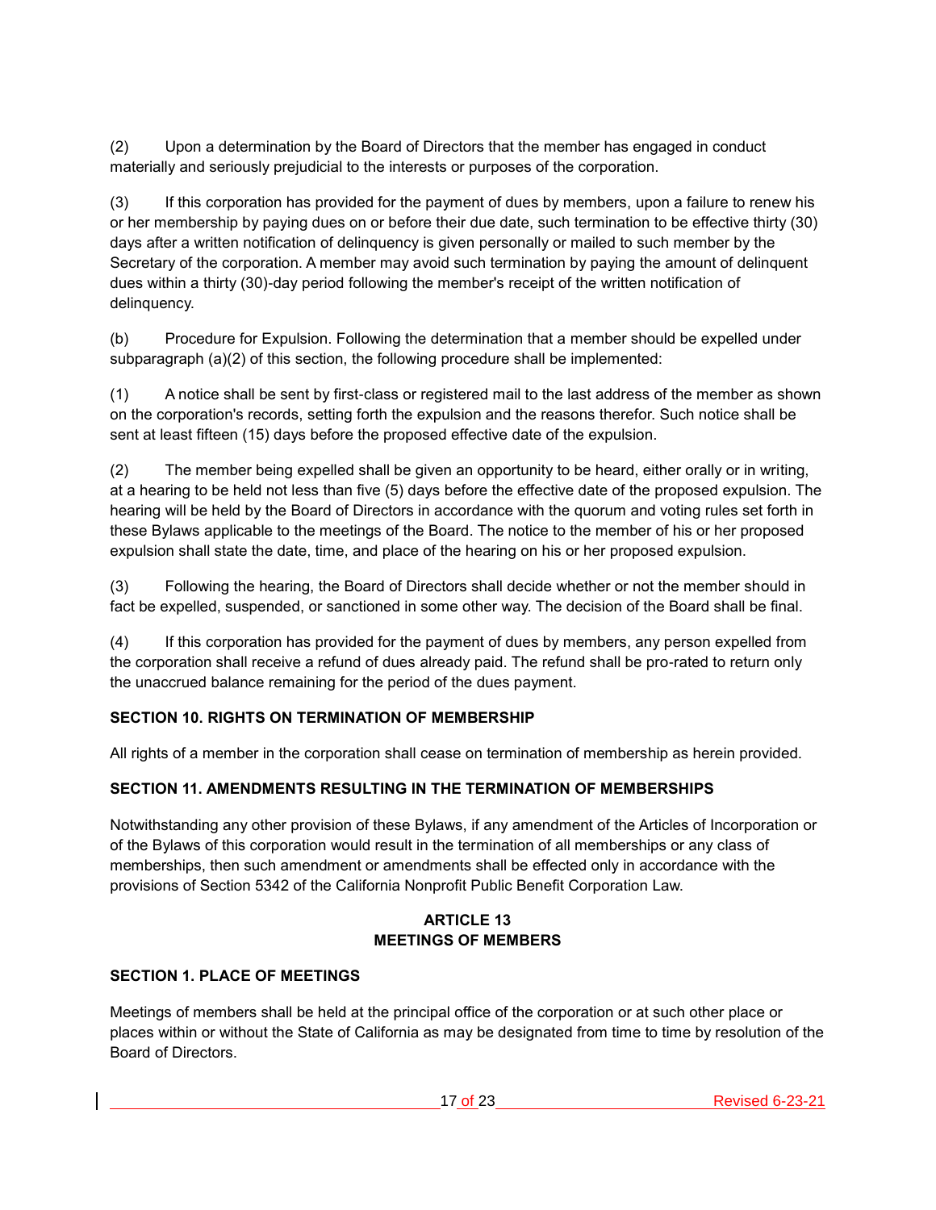(2) Upon a determination by the Board of Directors that the member has engaged in conduct materially and seriously prejudicial to the interests or purposes of the corporation.

(3) If this corporation has provided for the payment of dues by members, upon a failure to renew his or her membership by paying dues on or before their due date, such termination to be effective thirty (30) days after a written notification of delinquency is given personally or mailed to such member by the Secretary of the corporation. A member may avoid such termination by paying the amount of delinquent dues within a thirty (30)-day period following the member's receipt of the written notification of delinquency.

(b) Procedure for Expulsion. Following the determination that a member should be expelled under subparagraph (a)(2) of this section, the following procedure shall be implemented:

(1) A notice shall be sent by first-class or registered mail to the last address of the member as shown on the corporation's records, setting forth the expulsion and the reasons therefor. Such notice shall be sent at least fifteen (15) days before the proposed effective date of the expulsion.

(2) The member being expelled shall be given an opportunity to be heard, either orally or in writing, at a hearing to be held not less than five (5) days before the effective date of the proposed expulsion. The hearing will be held by the Board of Directors in accordance with the quorum and voting rules set forth in these Bylaws applicable to the meetings of the Board. The notice to the member of his or her proposed expulsion shall state the date, time, and place of the hearing on his or her proposed expulsion.

(3) Following the hearing, the Board of Directors shall decide whether or not the member should in fact be expelled, suspended, or sanctioned in some other way. The decision of the Board shall be final.

(4) If this corporation has provided for the payment of dues by members, any person expelled from the corporation shall receive a refund of dues already paid. The refund shall be pro-rated to return only the unaccrued balance remaining for the period of the dues payment.

**SECTION 10. RIGHTS ON TERMINATION OF MEMBERSHIP**

All rights of a member in the corporation shall cease on termination of membership as herein provided.

**SECTION 11. AMENDMENTS RESULTING IN THE TERMINATION OF MEMBERSHIPS**

Notwithstanding any other provision of these Bylaws, if any amendment of the Articles of Incorporation or of the Bylaws of this corporation would result in the termination of all memberships or any class of memberships, then such amendment or amendments shall be effected only in accordance with the provisions of Section 5342 of the California Nonprofit Public Benefit Corporation Law.

## ARTICLE 13
## MEETINGS OF MEMBERS

**SECTION 1. PLACE OF MEETINGS**

Meetings of members shall be held at the principal office of the corporation or at such other place or places within or without the State of California as may be designated from time to time by resolution of the Board of Directors.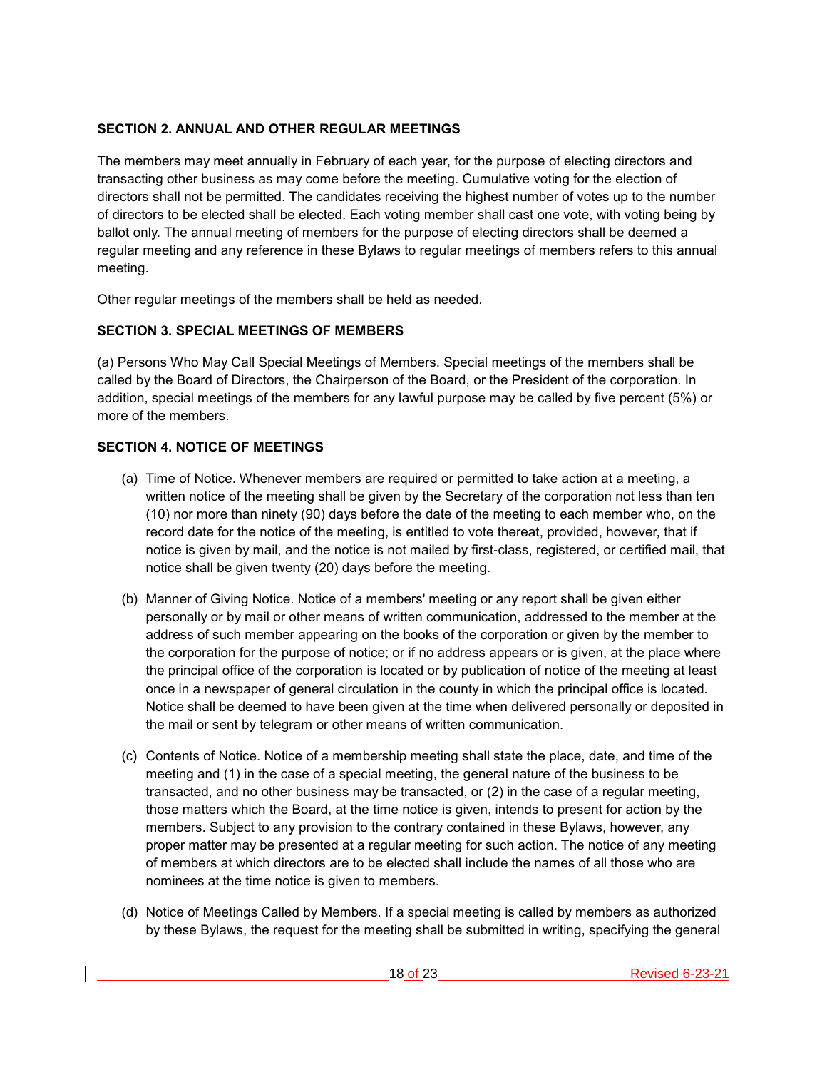**SECTION 2. ANNUAL AND OTHER REGULAR MEETINGS**

The members may meet annually in February of each year, for the purpose of electing directors and transacting other business as may come before the meeting. Cumulative voting for the election of directors shall not be permitted. The candidates receiving the highest number of votes up to the number of directors to be elected shall be elected. Each voting member shall cast one vote, with voting being by ballot only. The annual meeting of members for the purpose of electing directors shall be deemed a regular meeting and any reference in these Bylaws to regular meetings of members refers to this annual meeting.

Other regular meetings of the members shall be held as needed.

**SECTION 3. SPECIAL MEETINGS OF MEMBERS**

(a) Persons Who May Call Special Meetings of Members. Special meetings of the members shall be called by the Board of Directors, the Chairperson of the Board, or the President of the corporation. In addition, special meetings of the members for any lawful purpose may be called by five percent (5%) or more of the members.

**SECTION 4. NOTICE OF MEETINGS**

(a) Time of Notice. Whenever members are required or permitted to take action at a meeting, a written notice of the meeting shall be given by the Secretary of the corporation not less than ten (10) nor more than ninety (90) days before the date of the meeting to each member who, on the record date for the notice of the meeting, is entitled to vote thereat, provided, however, that if notice is given by mail, and the notice is not mailed by first-class, registered, or certified mail, that notice shall be given twenty (20) days before the meeting.

(b) Manner of Giving Notice. Notice of a members' meeting or any report shall be given either personally or by mail or other means of written communication, addressed to the member at the address of such member appearing on the books of the corporation or given by the member to the corporation for the purpose of notice; or if no address appears or is given, at the place where the principal office of the corporation is located or by publication of notice of the meeting at least once in a newspaper of general circulation in the county in which the principal office is located. Notice shall be deemed to have been given at the time when delivered personally or deposited in the mail or sent by telegram or other means of written communication.

(c) Contents of Notice. Notice of a membership meeting shall state the place, date, and time of the meeting and (1) in the case of a special meeting, the general nature of the business to be transacted, and no other business may be transacted, or (2) in the case of a regular meeting, those matters which the Board, at the time notice is given, intends to present for action by the members. Subject to any provision to the contrary contained in these Bylaws, however, any proper matter may be presented at a regular meeting for such action. The notice of any meeting of members at which directors are to be elected shall include the names of all those who are nominees at the time notice is given to members.

(d) Notice of Meetings Called by Members. If a special meeting is called by members as authorized by these Bylaws, the request for the meeting shall be submitted in writing, specifying the general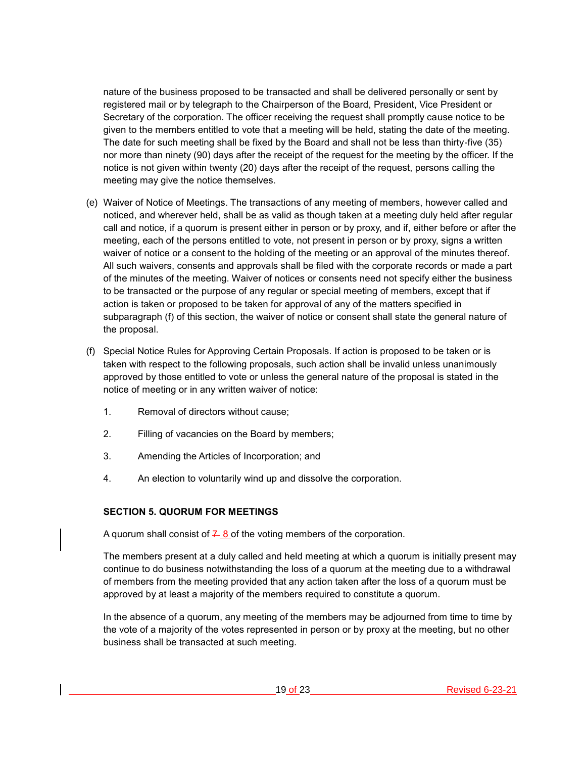nature of the business proposed to be transacted and shall be delivered personally or sent by registered mail or by telegraph to the Chairperson of the Board, President, Vice President or Secretary of the corporation. The officer receiving the request shall promptly cause notice to be given to the members entitled to vote that a meeting will be held, stating the date of the meeting. The date for such meeting shall be fixed by the Board and shall not be less than thirty-five (35) nor more than ninety (90) days after the receipt of the request for the meeting by the officer. If the notice is not given within twenty (20) days after the receipt of the request, persons calling the meeting may give the notice themselves.

(e) Waiver of Notice of Meetings. The transactions of any meeting of members, however called and noticed, and wherever held, shall be as valid as though taken at a meeting duly held after regular call and notice, if a quorum is present either in person or by proxy, and if, either before or after the meeting, each of the persons entitled to vote, not present in person or by proxy, signs a written waiver of notice or a consent to the holding of the meeting or an approval of the minutes thereof. All such waivers, consents and approvals shall be filed with the corporate records or made a part of the minutes of the meeting. Waiver of notices or consents need not specify either the business to be transacted or the purpose of any regular or special meeting of members, except that if action is taken or proposed to be taken for approval of any of the matters specified in subparagraph (f) of this section, the waiver of notice or consent shall state the general nature of the proposal.

(f) Special Notice Rules for Approving Certain Proposals. If action is proposed to be taken or is taken with respect to the following proposals, such action shall be invalid unless unanimously approved by those entitled to vote or unless the general nature of the proposal is stated in the notice of meeting or in any written waiver of notice:

1. Removal of directors without cause;
2. Filling of vacancies on the Board by members;
3. Amending the Articles of Incorporation; and
4. An election to voluntarily wind up and dissolve the corporation.

**SECTION 5. QUORUM FOR MEETINGS**

A quorum shall consist of ~~7~~ 8 of the voting members of the corporation.

The members present at a duly called and held meeting at which a quorum is initially present may continue to do business notwithstanding the loss of a quorum at the meeting due to a withdrawal of members from the meeting provided that any action taken after the loss of a quorum must be approved by at least a majority of the members required to constitute a quorum.

In the absence of a quorum, any meeting of the members may be adjourned from time to time by the vote of a majority of the votes represented in person or by proxy at the meeting, but no other business shall be transacted at such meeting.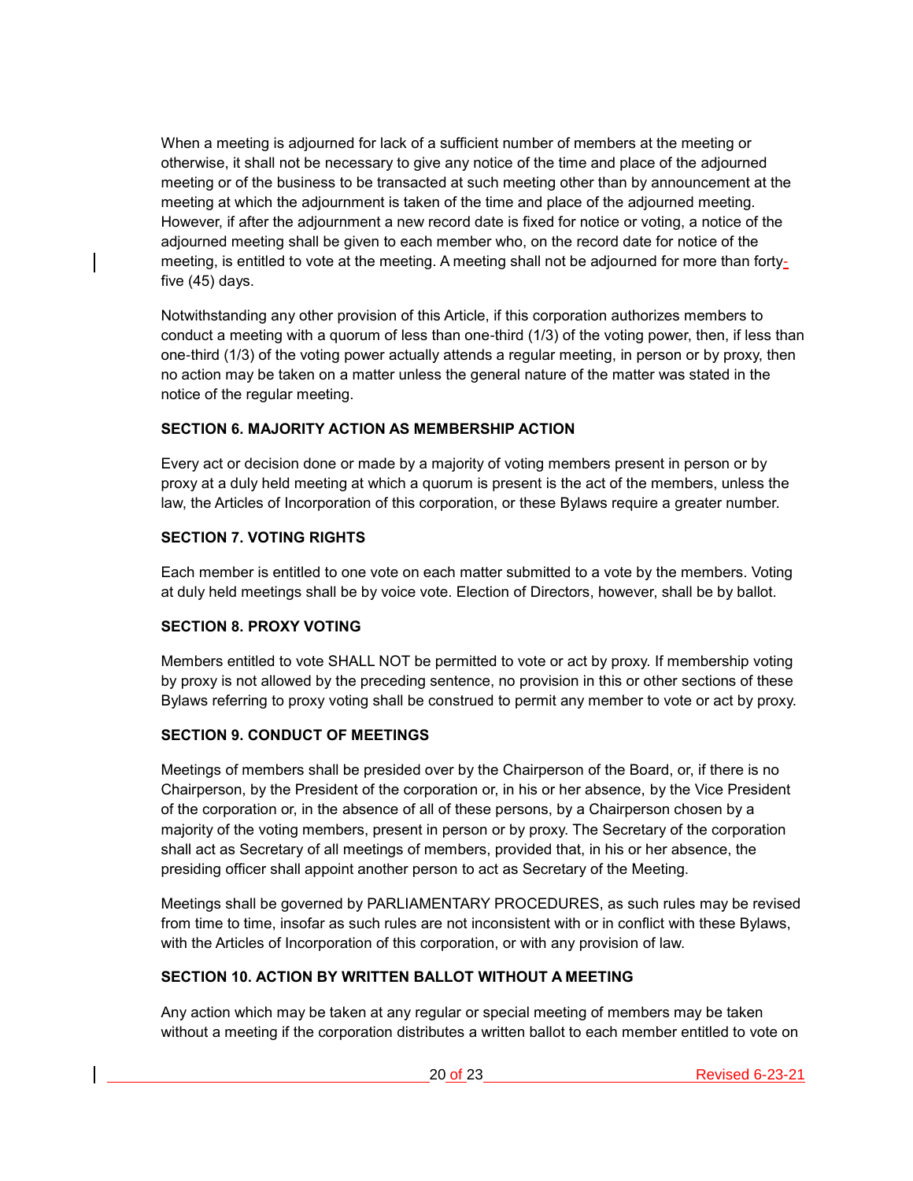When a meeting is adjourned for lack of a sufficient number of members at the meeting or otherwise, it shall not be necessary to give any notice of the time and place of the adjourned meeting or of the business to be transacted at such meeting other than by announcement at the meeting at which the adjournment is taken of the time and place of the adjourned meeting. However, if after the adjournment a new record date is fixed for notice or voting, a notice of the adjourned meeting shall be given to each member who, on the record date for notice of the meeting, is entitled to vote at the meeting. A meeting shall not be adjourned for more than forty-five (45) days.

Notwithstanding any other provision of this Article, if this corporation authorizes members to conduct a meeting with a quorum of less than one-third (1/3) of the voting power, then, if less than one-third (1/3) of the voting power actually attends a regular meeting, in person or by proxy, then no action may be taken on a matter unless the general nature of the matter was stated in the notice of the regular meeting.

**SECTION 6. MAJORITY ACTION AS MEMBERSHIP ACTION**

Every act or decision done or made by a majority of voting members present in person or by proxy at a duly held meeting at which a quorum is present is the act of the members, unless the law, the Articles of Incorporation of this corporation, or these Bylaws require a greater number.

**SECTION 7. VOTING RIGHTS**

Each member is entitled to one vote on each matter submitted to a vote by the members. Voting at duly held meetings shall be by voice vote. Election of Directors, however, shall be by ballot.

**SECTION 8. PROXY VOTING**

Members entitled to vote SHALL NOT be permitted to vote or act by proxy. If membership voting by proxy is not allowed by the preceding sentence, no provision in this or other sections of these Bylaws referring to proxy voting shall be construed to permit any member to vote or act by proxy.

**SECTION 9. CONDUCT OF MEETINGS**

Meetings of members shall be presided over by the Chairperson of the Board, or, if there is no Chairperson, by the President of the corporation or, in his or her absence, by the Vice President of the corporation or, in the absence of all of these persons, by a Chairperson chosen by a majority of the voting members, present in person or by proxy. The Secretary of the corporation shall act as Secretary of all meetings of members, provided that, in his or her absence, the presiding officer shall appoint another person to act as Secretary of the Meeting.

Meetings shall be governed by PARLIAMENTARY PROCEDURES, as such rules may be revised from time to time, insofar as such rules are not inconsistent with or in conflict with these Bylaws, with the Articles of Incorporation of this corporation, or with any provision of law.

**SECTION 10. ACTION BY WRITTEN BALLOT WITHOUT A MEETING**

Any action which may be taken at any regular or special meeting of members may be taken without a meeting if the corporation distributes a written ballot to each member entitled to vote on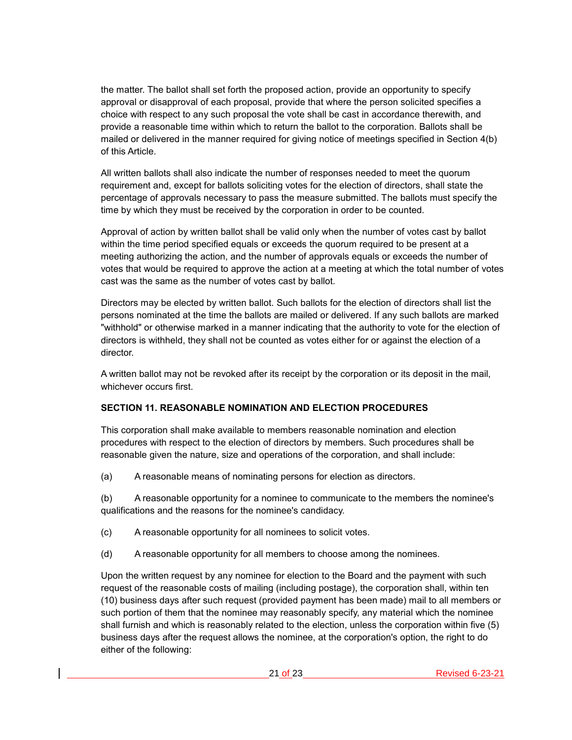the matter. The ballot shall set forth the proposed action, provide an opportunity to specify approval or disapproval of each proposal, provide that where the person solicited specifies a choice with respect to any such proposal the vote shall be cast in accordance therewith, and provide a reasonable time within which to return the ballot to the corporation. Ballots shall be mailed or delivered in the manner required for giving notice of meetings specified in Section 4(b) of this Article.

All written ballots shall also indicate the number of responses needed to meet the quorum requirement and, except for ballots soliciting votes for the election of directors, shall state the percentage of approvals necessary to pass the measure submitted. The ballots must specify the time by which they must be received by the corporation in order to be counted.

Approval of action by written ballot shall be valid only when the number of votes cast by ballot within the time period specified equals or exceeds the quorum required to be present at a meeting authorizing the action, and the number of approvals equals or exceeds the number of votes that would be required to approve the action at a meeting at which the total number of votes cast was the same as the number of votes cast by ballot.

Directors may be elected by written ballot. Such ballots for the election of directors shall list the persons nominated at the time the ballots are mailed or delivered. If any such ballots are marked "withhold" or otherwise marked in a manner indicating that the authority to vote for the election of directors is withheld, they shall not be counted as votes either for or against the election of a director.

A written ballot may not be revoked after its receipt by the corporation or its deposit in the mail, whichever occurs first.

**SECTION 11. REASONABLE NOMINATION AND ELECTION PROCEDURES**

This corporation shall make available to members reasonable nomination and election procedures with respect to the election of directors by members. Such procedures shall be reasonable given the nature, size and operations of the corporation, and shall include:

(a) A reasonable means of nominating persons for election as directors.

(b) A reasonable opportunity for a nominee to communicate to the members the nominee's qualifications and the reasons for the nominee's candidacy.

(c) A reasonable opportunity for all nominees to solicit votes.

(d) A reasonable opportunity for all members to choose among the nominees.

Upon the written request by any nominee for election to the Board and the payment with such request of the reasonable costs of mailing (including postage), the corporation shall, within ten (10) business days after such request (provided payment has been made) mail to all members or such portion of them that the nominee may reasonably specify, any material which the nominee shall furnish and which is reasonably related to the election, unless the corporation within five (5) business days after the request allows the nominee, at the corporation's option, the right to do either of the following: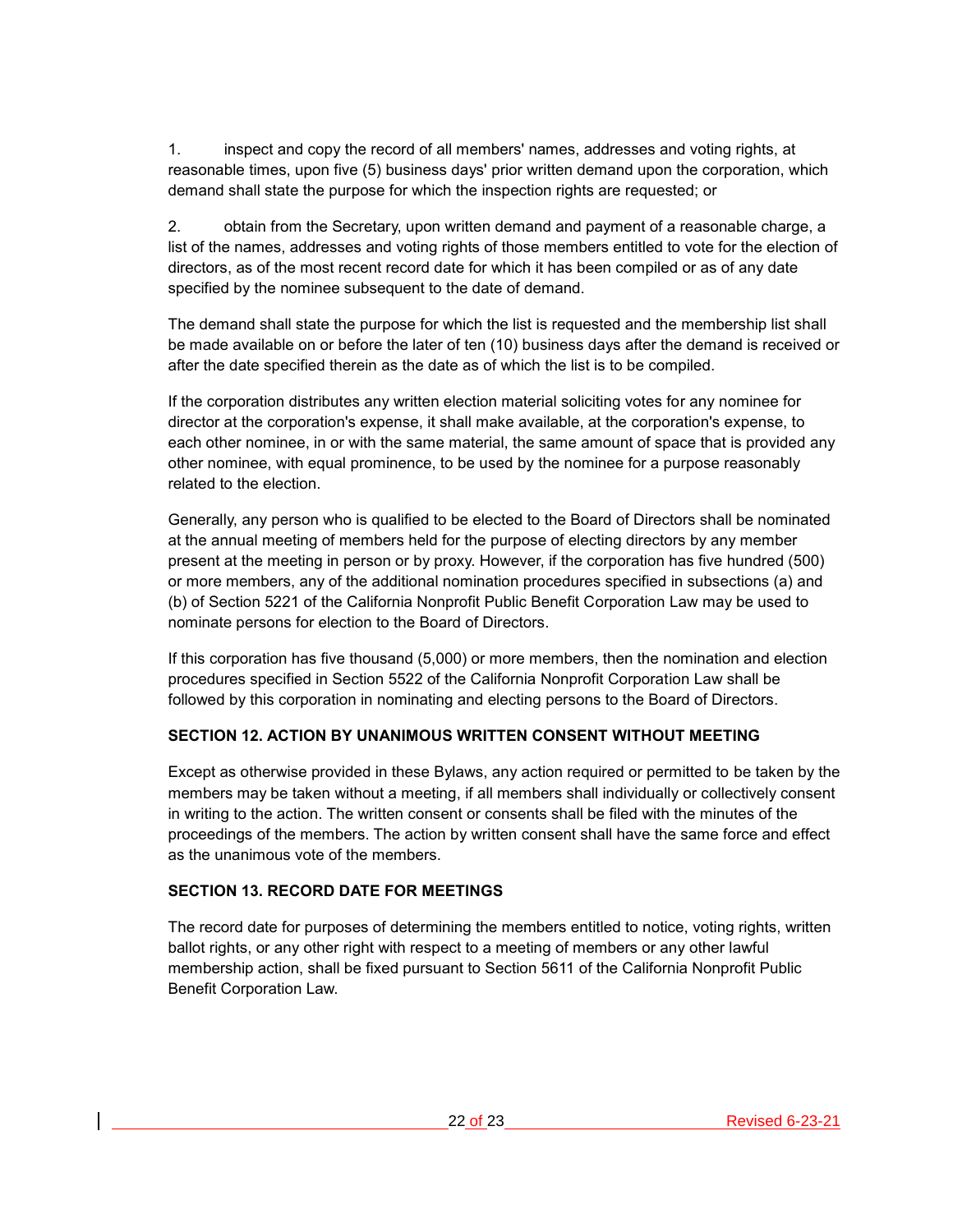1. inspect and copy the record of all members' names, addresses and voting rights, at reasonable times, upon five (5) business days' prior written demand upon the corporation, which demand shall state the purpose for which the inspection rights are requested; or

2. obtain from the Secretary, upon written demand and payment of a reasonable charge, a list of the names, addresses and voting rights of those members entitled to vote for the election of directors, as of the most recent record date for which it has been compiled or as of any date specified by the nominee subsequent to the date of demand.

The demand shall state the purpose for which the list is requested and the membership list shall be made available on or before the later of ten (10) business days after the demand is received or after the date specified therein as the date as of which the list is to be compiled.

If the corporation distributes any written election material soliciting votes for any nominee for director at the corporation's expense, it shall make available, at the corporation's expense, to each other nominee, in or with the same material, the same amount of space that is provided any other nominee, with equal prominence, to be used by the nominee for a purpose reasonably related to the election.

Generally, any person who is qualified to be elected to the Board of Directors shall be nominated at the annual meeting of members held for the purpose of electing directors by any member present at the meeting in person or by proxy. However, if the corporation has five hundred (500) or more members, any of the additional nomination procedures specified in subsections (a) and (b) of Section 5221 of the California Nonprofit Public Benefit Corporation Law may be used to nominate persons for election to the Board of Directors.

If this corporation has five thousand (5,000) or more members, then the nomination and election procedures specified in Section 5522 of the California Nonprofit Corporation Law shall be followed by this corporation in nominating and electing persons to the Board of Directors.

**SECTION 12. ACTION BY UNANIMOUS WRITTEN CONSENT WITHOUT MEETING**

Except as otherwise provided in these Bylaws, any action required or permitted to be taken by the members may be taken without a meeting, if all members shall individually or collectively consent in writing to the action. The written consent or consents shall be filed with the minutes of the proceedings of the members. The action by written consent shall have the same force and effect as the unanimous vote of the members.

**SECTION 13. RECORD DATE FOR MEETINGS**

The record date for purposes of determining the members entitled to notice, voting rights, written ballot rights, or any other right with respect to a meeting of members or any other lawful membership action, shall be fixed pursuant to Section 5611 of the California Nonprofit Public Benefit Corporation Law.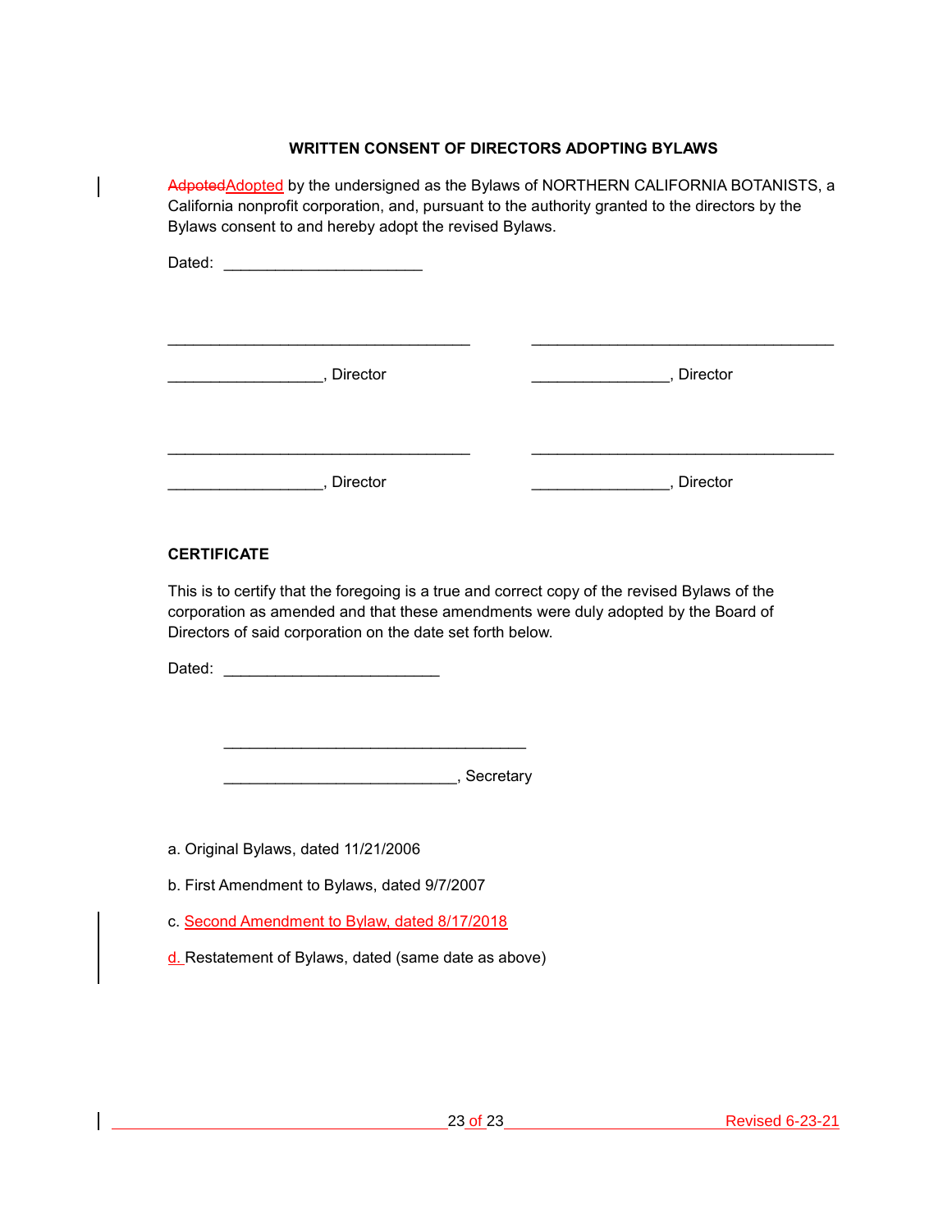## WRITTEN CONSENT OF DIRECTORS ADOPTING BYLAWS

~~Adpoted~~Adopted by the undersigned as the Bylaws of NORTHERN CALIFORNIA BOTANISTS, a California nonprofit corporation, and, pursuant to the authority granted to the directors by the Bylaws consent to and hereby adopt the revised Bylaws.

Dated: ______________________

___________________________________ ___________________________________

_________________, Director _______________, Director

___________________________________ ___________________________________

_________________, Director _______________, Director

**CERTIFICATE**

This is to certify that the foregoing is a true and correct copy of the revised Bylaws of the corporation as amended and that these amendments were duly adopted by the Board of Directors of said corporation on the date set forth below.

Dated: ________________________

___________________________________

__________________________, Secretary

a. Original Bylaws, dated 11/21/2006

b. First Amendment to Bylaws, dated 9/7/2007

c. Second Amendment to Bylaw, dated 8/17/2018

d. Restatement of Bylaws, dated (same date as above)

Revised 6-23-21